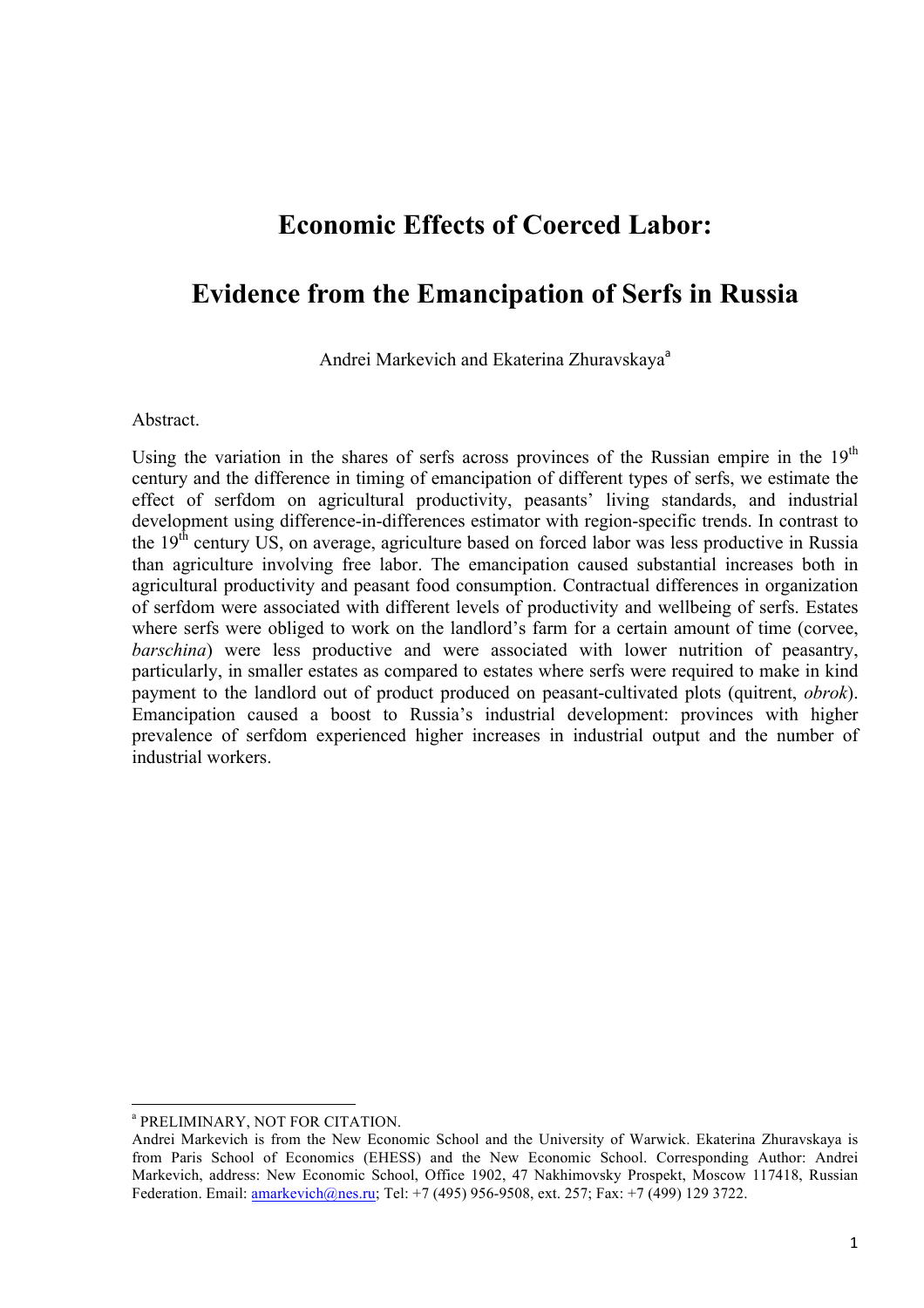# Economic Effects of Coerced Labor:

# Evidence from the Emancipation of Serfs in Russia

Andrei Markevich and Ekaterina Zhuravskaya[a]

Abstract.

Using the variation in the shares of serfs across provinces of the Russian empire in the 19th century and the difference in timing of emancipation of different types of serfs, we estimate the effect of serfdom on agricultural productivity, peasants' living standards, and industrial development using difference-in-differences estimator with region-specific trends. In contrast to the 19th century US, on average, agriculture based on forced labor was less productive in Russia than agriculture involving free labor. The emancipation caused substantial increases both in agricultural productivity and peasant food consumption. Contractual differences in organization of serfdom were associated with different levels of productivity and wellbeing of serfs. Estates where serfs were obliged to work on the landlord's farm for a certain amount of time (corvee, *barschina*) were less productive and were associated with lower nutrition of peasantry, particularly, in smaller estates as compared to estates where serfs were required to make in kind payment to the landlord out of product produced on peasant-cultivated plots (quitrent, *obrok*). Emancipation caused a boost to Russia's industrial development: provinces with higher prevalence of serfdom experienced higher increases in industrial output and the number of industrial workers.

---

[a] PRELIMINARY, NOT FOR CITATION.
Andrei Markevich is from the New Economic School and the University of Warwick. Ekaterina Zhuravskaya is from Paris School of Economics (EHESS) and the New Economic School. Corresponding Author: Andrei Markevich, address: New Economic School, Office 1902, 47 Nakhimovsky Prospekt, Moscow 117418, Russian Federation. Email: amarkevich@nes.ru; Tel: +7 (495) 956-9508, ext. 257; Fax: +7 (499) 129 3722.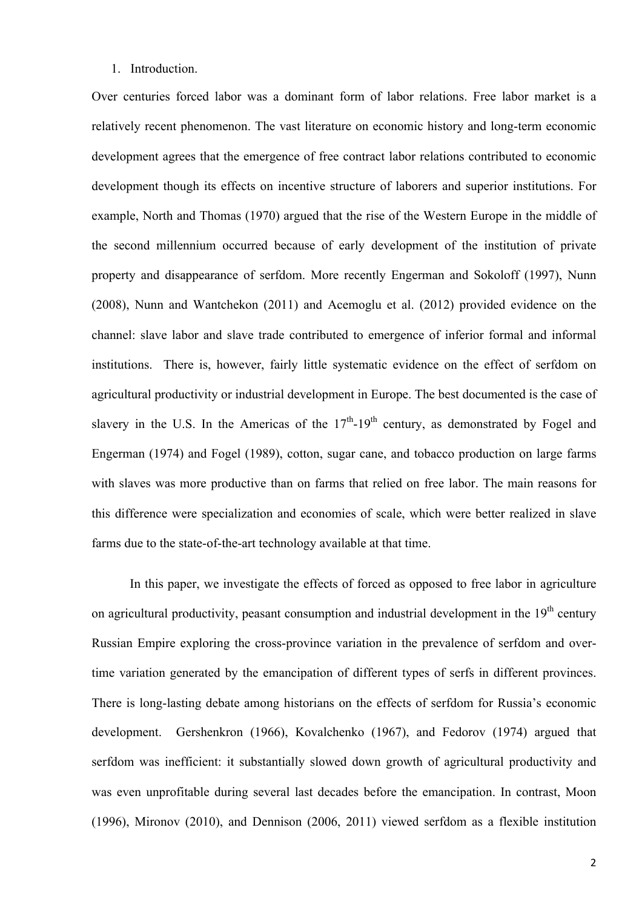## 1. Introduction.

Over centuries forced labor was a dominant form of labor relations. Free labor market is a relatively recent phenomenon. The vast literature on economic history and long-term economic development agrees that the emergence of free contract labor relations contributed to economic development though its effects on incentive structure of laborers and superior institutions. For example, North and Thomas (1970) argued that the rise of the Western Europe in the middle of the second millennium occurred because of early development of the institution of private property and disappearance of serfdom. More recently Engerman and Sokoloff (1997), Nunn (2008), Nunn and Wantchekon (2011) and Acemoglu et al. (2012) provided evidence on the channel: slave labor and slave trade contributed to emergence of inferior formal and informal institutions. There is, however, fairly little systematic evidence on the effect of serfdom on agricultural productivity or industrial development in Europe. The best documented is the case of slavery in the U.S. In the Americas of the 17th-19th century, as demonstrated by Fogel and Engerman (1974) and Fogel (1989), cotton, sugar cane, and tobacco production on large farms with slaves was more productive than on farms that relied on free labor. The main reasons for this difference were specialization and economies of scale, which were better realized in slave farms due to the state-of-the-art technology available at that time.

In this paper, we investigate the effects of forced as opposed to free labor in agriculture on agricultural productivity, peasant consumption and industrial development in the 19th century Russian Empire exploring the cross-province variation in the prevalence of serfdom and over-time variation generated by the emancipation of different types of serfs in different provinces. There is long-lasting debate among historians on the effects of serfdom for Russia's economic development. Gershenkron (1966), Kovalchenko (1967), and Fedorov (1974) argued that serfdom was inefficient: it substantially slowed down growth of agricultural productivity and was even unprofitable during several last decades before the emancipation. In contrast, Moon (1996), Mironov (2010), and Dennison (2006, 2011) viewed serfdom as a flexible institution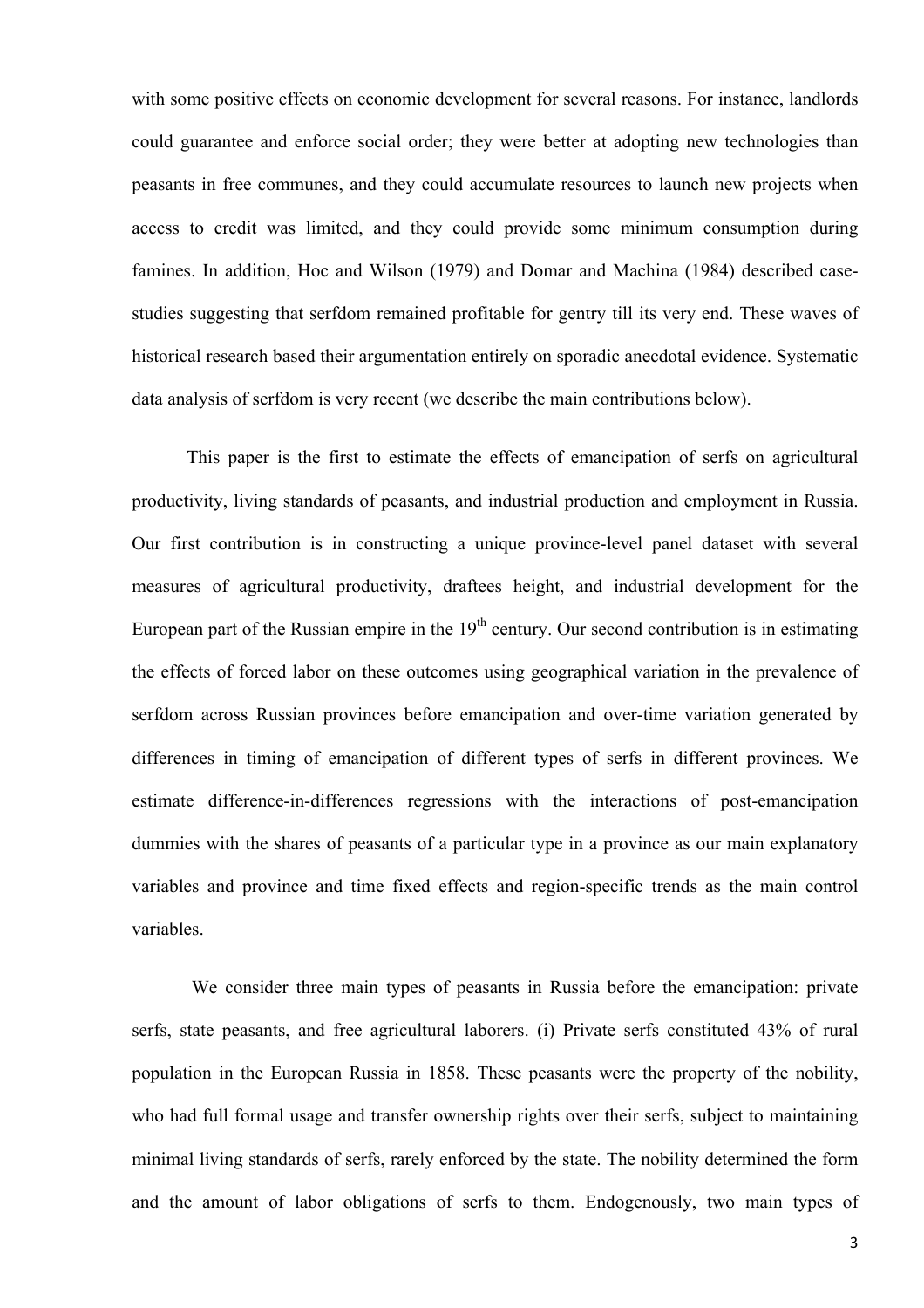with some positive effects on economic development for several reasons. For instance, landlords could guarantee and enforce social order; they were better at adopting new technologies than peasants in free communes, and they could accumulate resources to launch new projects when access to credit was limited, and they could provide some minimum consumption during famines. In addition, Hoc and Wilson (1979) and Domar and Machina (1984) described case-studies suggesting that serfdom remained profitable for gentry till its very end. These waves of historical research based their argumentation entirely on sporadic anecdotal evidence. Systematic data analysis of serfdom is very recent (we describe the main contributions below).

This paper is the first to estimate the effects of emancipation of serfs on agricultural productivity, living standards of peasants, and industrial production and employment in Russia. Our first contribution is in constructing a unique province-level panel dataset with several measures of agricultural productivity, draftees height, and industrial development for the European part of the Russian empire in the 19th century. Our second contribution is in estimating the effects of forced labor on these outcomes using geographical variation in the prevalence of serfdom across Russian provinces before emancipation and over-time variation generated by differences in timing of emancipation of different types of serfs in different provinces. We estimate difference-in-differences regressions with the interactions of post-emancipation dummies with the shares of peasants of a particular type in a province as our main explanatory variables and province and time fixed effects and region-specific trends as the main control variables.

We consider three main types of peasants in Russia before the emancipation: private serfs, state peasants, and free agricultural laborers. (i) Private serfs constituted 43% of rural population in the European Russia in 1858. These peasants were the property of the nobility, who had full formal usage and transfer ownership rights over their serfs, subject to maintaining minimal living standards of serfs, rarely enforced by the state. The nobility determined the form and the amount of labor obligations of serfs to them. Endogenously, two main types of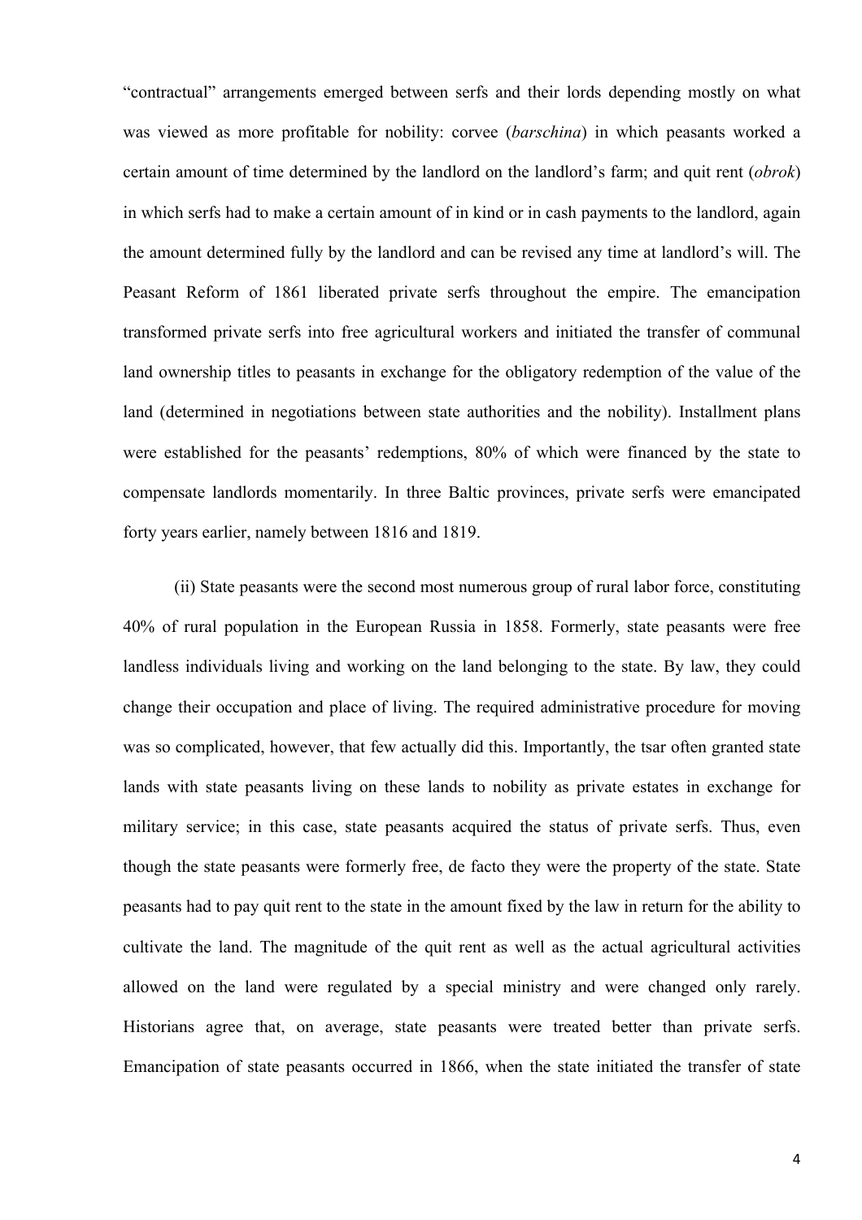"contractual" arrangements emerged between serfs and their lords depending mostly on what was viewed as more profitable for nobility: corvee (*barschina*) in which peasants worked a certain amount of time determined by the landlord on the landlord's farm; and quit rent (*obrok*) in which serfs had to make a certain amount of in kind or in cash payments to the landlord, again the amount determined fully by the landlord and can be revised any time at landlord's will. The Peasant Reform of 1861 liberated private serfs throughout the empire. The emancipation transformed private serfs into free agricultural workers and initiated the transfer of communal land ownership titles to peasants in exchange for the obligatory redemption of the value of the land (determined in negotiations between state authorities and the nobility). Installment plans were established for the peasants' redemptions, 80% of which were financed by the state to compensate landlords momentarily. In three Baltic provinces, private serfs were emancipated forty years earlier, namely between 1816 and 1819.

(ii) State peasants were the second most numerous group of rural labor force, constituting 40% of rural population in the European Russia in 1858. Formerly, state peasants were free landless individuals living and working on the land belonging to the state. By law, they could change their occupation and place of living. The required administrative procedure for moving was so complicated, however, that few actually did this. Importantly, the tsar often granted state lands with state peasants living on these lands to nobility as private estates in exchange for military service; in this case, state peasants acquired the status of private serfs. Thus, even though the state peasants were formerly free, de facto they were the property of the state. State peasants had to pay quit rent to the state in the amount fixed by the law in return for the ability to cultivate the land. The magnitude of the quit rent as well as the actual agricultural activities allowed on the land were regulated by a special ministry and were changed only rarely. Historians agree that, on average, state peasants were treated better than private serfs. Emancipation of state peasants occurred in 1866, when the state initiated the transfer of state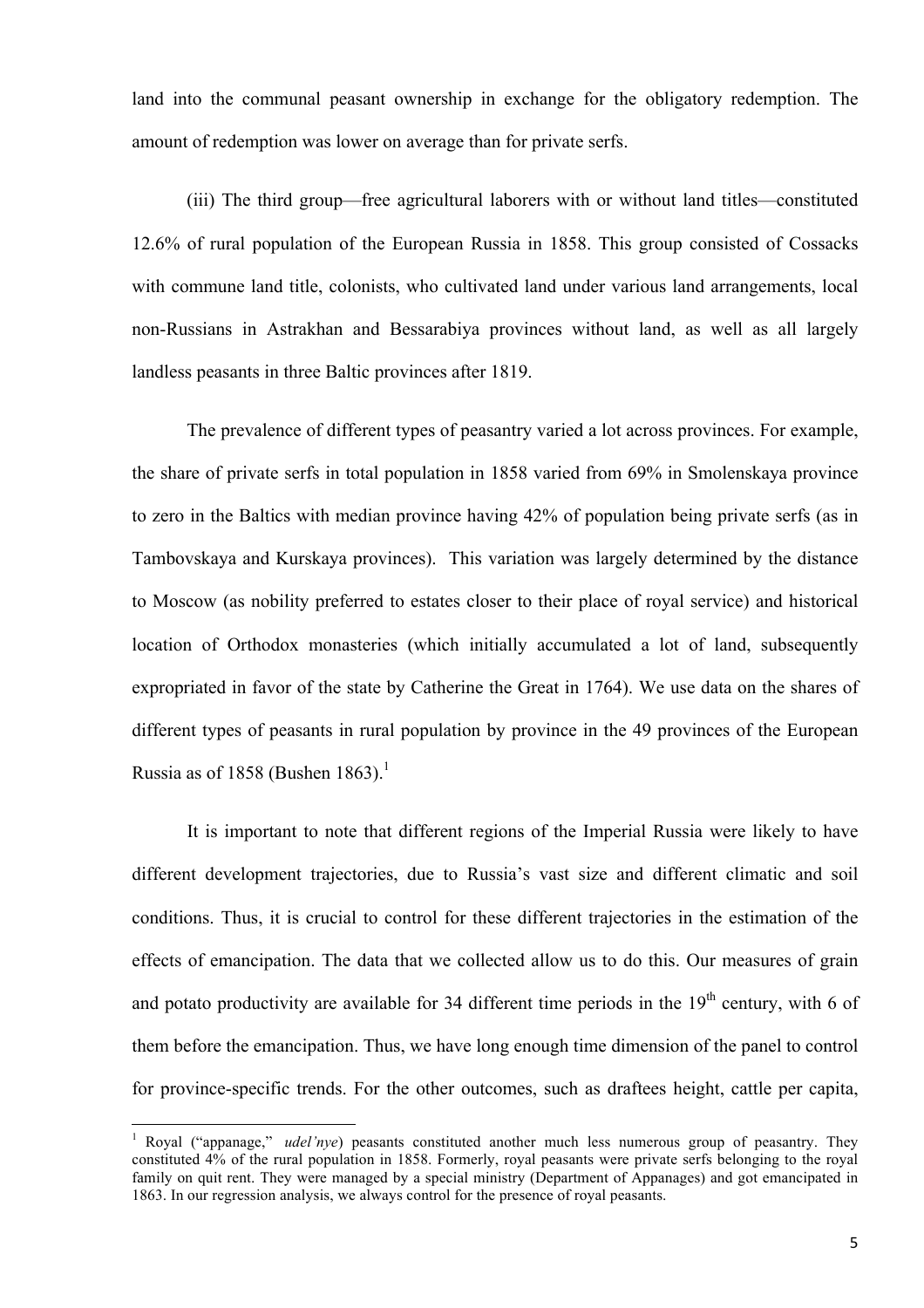land into the communal peasant ownership in exchange for the obligatory redemption. The amount of redemption was lower on average than for private serfs.

(iii) The third group—free agricultural laborers with or without land titles—constituted 12.6% of rural population of the European Russia in 1858. This group consisted of Cossacks with commune land title, colonists, who cultivated land under various land arrangements, local non-Russians in Astrakhan and Bessarabiya provinces without land, as well as all largely landless peasants in three Baltic provinces after 1819.

The prevalence of different types of peasantry varied a lot across provinces. For example, the share of private serfs in total population in 1858 varied from 69% in Smolenskaya province to zero in the Baltics with median province having 42% of population being private serfs (as in Tambovskaya and Kurskaya provinces). This variation was largely determined by the distance to Moscow (as nobility preferred to estates closer to their place of royal service) and historical location of Orthodox monasteries (which initially accumulated a lot of land, subsequently expropriated in favor of the state by Catherine the Great in 1764). We use data on the shares of different types of peasants in rural population by province in the 49 provinces of the European Russia as of 1858 (Bushen 1863).[1]

It is important to note that different regions of the Imperial Russia were likely to have different development trajectories, due to Russia's vast size and different climatic and soil conditions. Thus, it is crucial to control for these different trajectories in the estimation of the effects of emancipation. The data that we collected allow us to do this. Our measures of grain and potato productivity are available for 34 different time periods in the 19th century, with 6 of them before the emancipation. Thus, we have long enough time dimension of the panel to control for province-specific trends. For the other outcomes, such as draftees height, cattle per capita,

[1] Royal ("appanage," *udel'nye*) peasants constituted another much less numerous group of peasantry. They constituted 4% of the rural population in 1858. Formerly, royal peasants were private serfs belonging to the royal family on quit rent. They were managed by a special ministry (Department of Appanages) and got emancipated in 1863. In our regression analysis, we always control for the presence of royal peasants.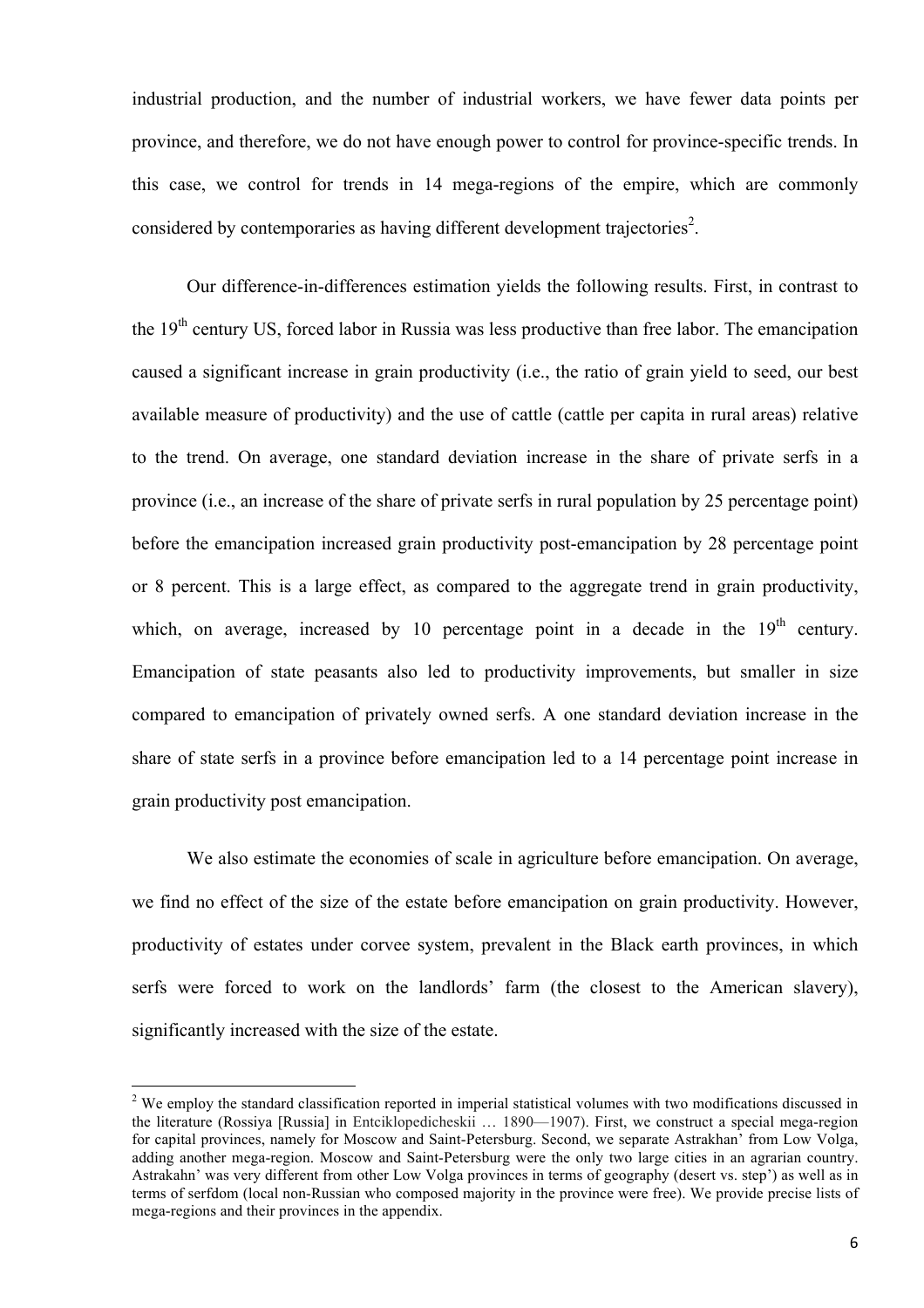industrial production, and the number of industrial workers, we have fewer data points per province, and therefore, we do not have enough power to control for province-specific trends. In this case, we control for trends in 14 mega-regions of the empire, which are commonly considered by contemporaries as having different development trajectories[2].

Our difference-in-differences estimation yields the following results. First, in contrast to the 19th century US, forced labor in Russia was less productive than free labor. The emancipation caused a significant increase in grain productivity (i.e., the ratio of grain yield to seed, our best available measure of productivity) and the use of cattle (cattle per capita in rural areas) relative to the trend. On average, one standard deviation increase in the share of private serfs in a province (i.e., an increase of the share of private serfs in rural population by 25 percentage point) before the emancipation increased grain productivity post-emancipation by 28 percentage point or 8 percent. This is a large effect, as compared to the aggregate trend in grain productivity, which, on average, increased by 10 percentage point in a decade in the 19th century. Emancipation of state peasants also led to productivity improvements, but smaller in size compared to emancipation of privately owned serfs. A one standard deviation increase in the share of state serfs in a province before emancipation led to a 14 percentage point increase in grain productivity post emancipation.

We also estimate the economies of scale in agriculture before emancipation. On average, we find no effect of the size of the estate before emancipation on grain productivity. However, productivity of estates under corvee system, prevalent in the Black earth provinces, in which serfs were forced to work on the landlords' farm (the closest to the American slavery), significantly increased with the size of the estate.

---

[2] We employ the standard classification reported in imperial statistical volumes with two modifications discussed in the literature (Rossiya [Russia] in Entciklopedicheskii … 1890—1907). First, we construct a special mega-region for capital provinces, namely for Moscow and Saint-Petersburg. Second, we separate Astrakhan' from Low Volga, adding another mega-region. Moscow and Saint-Petersburg were the only two large cities in an agrarian country. Astrakahn' was very different from other Low Volga provinces in terms of geography (desert vs. step') as well as in terms of serfdom (local non-Russian who composed majority in the province were free). We provide precise lists of mega-regions and their provinces in the appendix.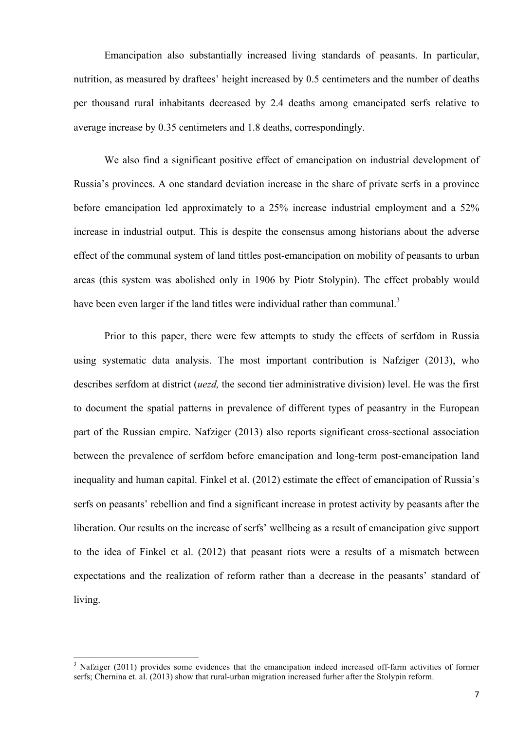Emancipation also substantially increased living standards of peasants. In particular, nutrition, as measured by draftees' height increased by 0.5 centimeters and the number of deaths per thousand rural inhabitants decreased by 2.4 deaths among emancipated serfs relative to average increase by 0.35 centimeters and 1.8 deaths, correspondingly.

We also find a significant positive effect of emancipation on industrial development of Russia's provinces. A one standard deviation increase in the share of private serfs in a province before emancipation led approximately to a 25% increase industrial employment and a 52% increase in industrial output. This is despite the consensus among historians about the adverse effect of the communal system of land tittles post-emancipation on mobility of peasants to urban areas (this system was abolished only in 1906 by Piotr Stolypin). The effect probably would have been even larger if the land titles were individual rather than communal.[3]

Prior to this paper, there were few attempts to study the effects of serfdom in Russia using systematic data analysis. The most important contribution is Nafziger (2013), who describes serfdom at district (*uezd,* the second tier administrative division) level. He was the first to document the spatial patterns in prevalence of different types of peasantry in the European part of the Russian empire. Nafziger (2013) also reports significant cross-sectional association between the prevalence of serfdom before emancipation and long-term post-emancipation land inequality and human capital. Finkel et al. (2012) estimate the effect of emancipation of Russia's serfs on peasants' rebellion and find a significant increase in protest activity by peasants after the liberation. Our results on the increase of serfs' wellbeing as a result of emancipation give support to the idea of Finkel et al. (2012) that peasant riots were a results of a mismatch between expectations and the realization of reform rather than a decrease in the peasants' standard of living.

---

[3] Nafziger (2011) provides some evidences that the emancipation indeed increased off-farm activities of former serfs; Chernina et. al. (2013) show that rural-urban migration increased furher after the Stolypin reform.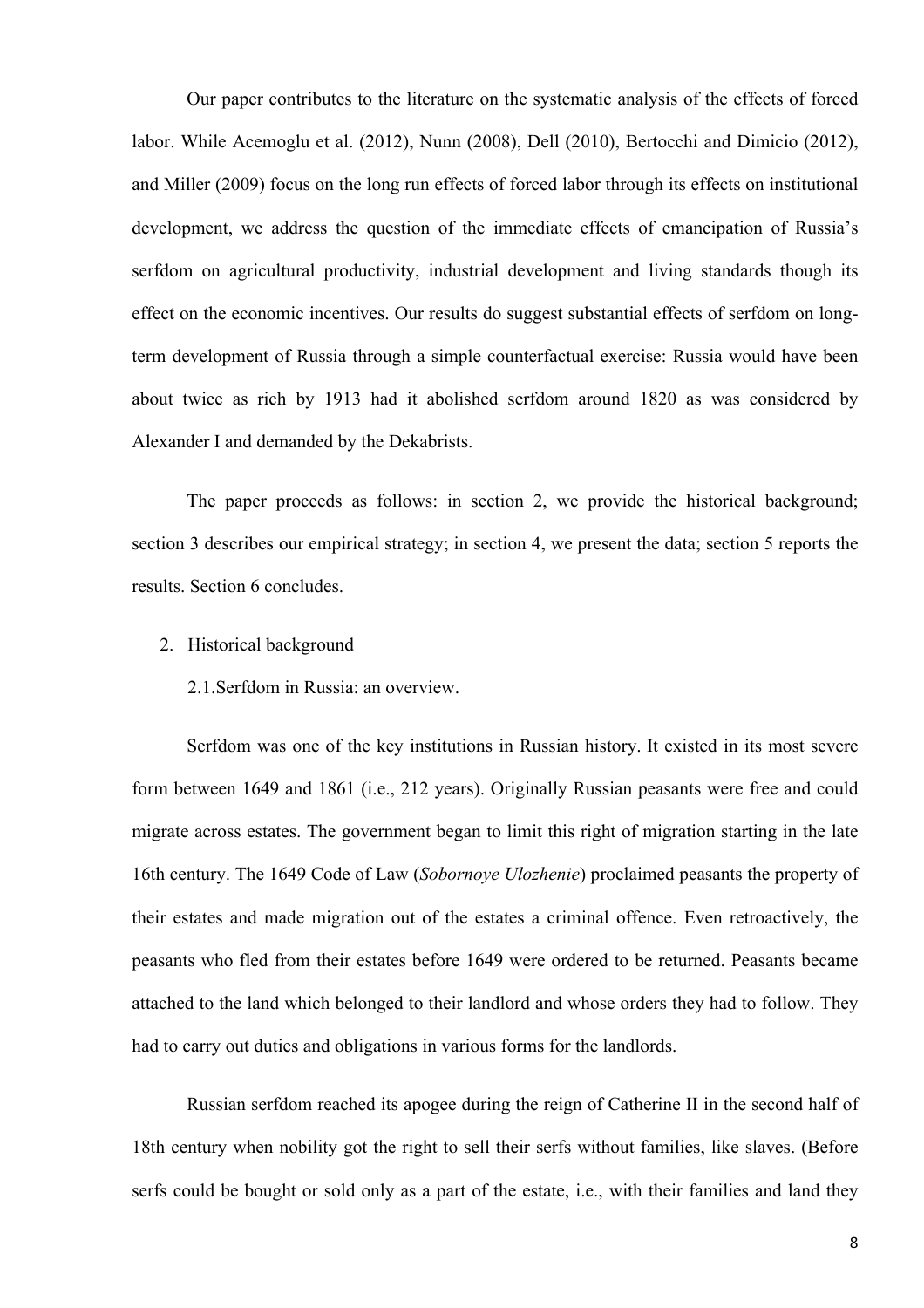Our paper contributes to the literature on the systematic analysis of the effects of forced labor. While Acemoglu et al. (2012), Nunn (2008), Dell (2010), Bertocchi and Dimicio (2012), and Miller (2009) focus on the long run effects of forced labor through its effects on institutional development, we address the question of the immediate effects of emancipation of Russia's serfdom on agricultural productivity, industrial development and living standards though its effect on the economic incentives. Our results do suggest substantial effects of serfdom on long-term development of Russia through a simple counterfactual exercise: Russia would have been about twice as rich by 1913 had it abolished serfdom around 1820 as was considered by Alexander I and demanded by the Dekabrists.

The paper proceeds as follows: in section 2, we provide the historical background; section 3 describes our empirical strategy; in section 4, we present the data; section 5 reports the results. Section 6 concludes.

## 2. Historical background

### 2.1. Serfdom in Russia: an overview.

Serfdom was one of the key institutions in Russian history. It existed in its most severe form between 1649 and 1861 (i.e., 212 years). Originally Russian peasants were free and could migrate across estates. The government began to limit this right of migration starting in the late 16th century. The 1649 Code of Law (*Sobornoye Ulozhenie*) proclaimed peasants the property of their estates and made migration out of the estates a criminal offence. Even retroactively, the peasants who fled from their estates before 1649 were ordered to be returned. Peasants became attached to the land which belonged to their landlord and whose orders they had to follow. They had to carry out duties and obligations in various forms for the landlords.

Russian serfdom reached its apogee during the reign of Catherine II in the second half of 18th century when nobility got the right to sell their serfs without families, like slaves. (Before serfs could be bought or sold only as a part of the estate, i.e., with their families and land they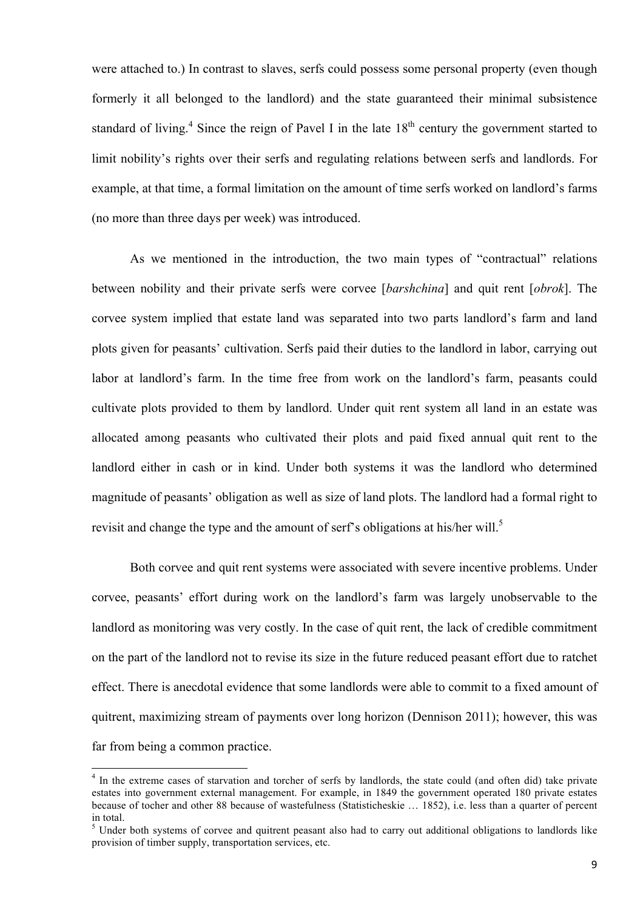were attached to.) In contrast to slaves, serfs could possess some personal property (even though formerly it all belonged to the landlord) and the state guaranteed their minimal subsistence standard of living.[4] Since the reign of Pavel I in the late 18th century the government started to limit nobility's rights over their serfs and regulating relations between serfs and landlords. For example, at that time, a formal limitation on the amount of time serfs worked on landlord's farms (no more than three days per week) was introduced.

As we mentioned in the introduction, the two main types of "contractual" relations between nobility and their private serfs were corvee [*barshchina*] and quit rent [*obrok*]. The corvee system implied that estate land was separated into two parts landlord's farm and land plots given for peasants' cultivation. Serfs paid their duties to the landlord in labor, carrying out labor at landlord's farm. In the time free from work on the landlord's farm, peasants could cultivate plots provided to them by landlord. Under quit rent system all land in an estate was allocated among peasants who cultivated their plots and paid fixed annual quit rent to the landlord either in cash or in kind. Under both systems it was the landlord who determined magnitude of peasants' obligation as well as size of land plots. The landlord had a formal right to revisit and change the type and the amount of serf's obligations at his/her will.[5]

Both corvee and quit rent systems were associated with severe incentive problems. Under corvee, peasants' effort during work on the landlord's farm was largely unobservable to the landlord as monitoring was very costly. In the case of quit rent, the lack of credible commitment on the part of the landlord not to revise its size in the future reduced peasant effort due to ratchet effect. There is anecdotal evidence that some landlords were able to commit to a fixed amount of quitrent, maximizing stream of payments over long horizon (Dennison 2011); however, this was far from being a common practice.

---

[4] In the extreme cases of starvation and torcher of serfs by landlords, the state could (and often did) take private estates into government external management. For example, in 1849 the government operated 180 private estates because of tocher and other 88 because of wastefulness (Statisticheskie … 1852), i.e. less than a quarter of percent in total.

[5] Under both systems of corvee and quitrent peasant also had to carry out additional obligations to landlords like provision of timber supply, transportation services, etc.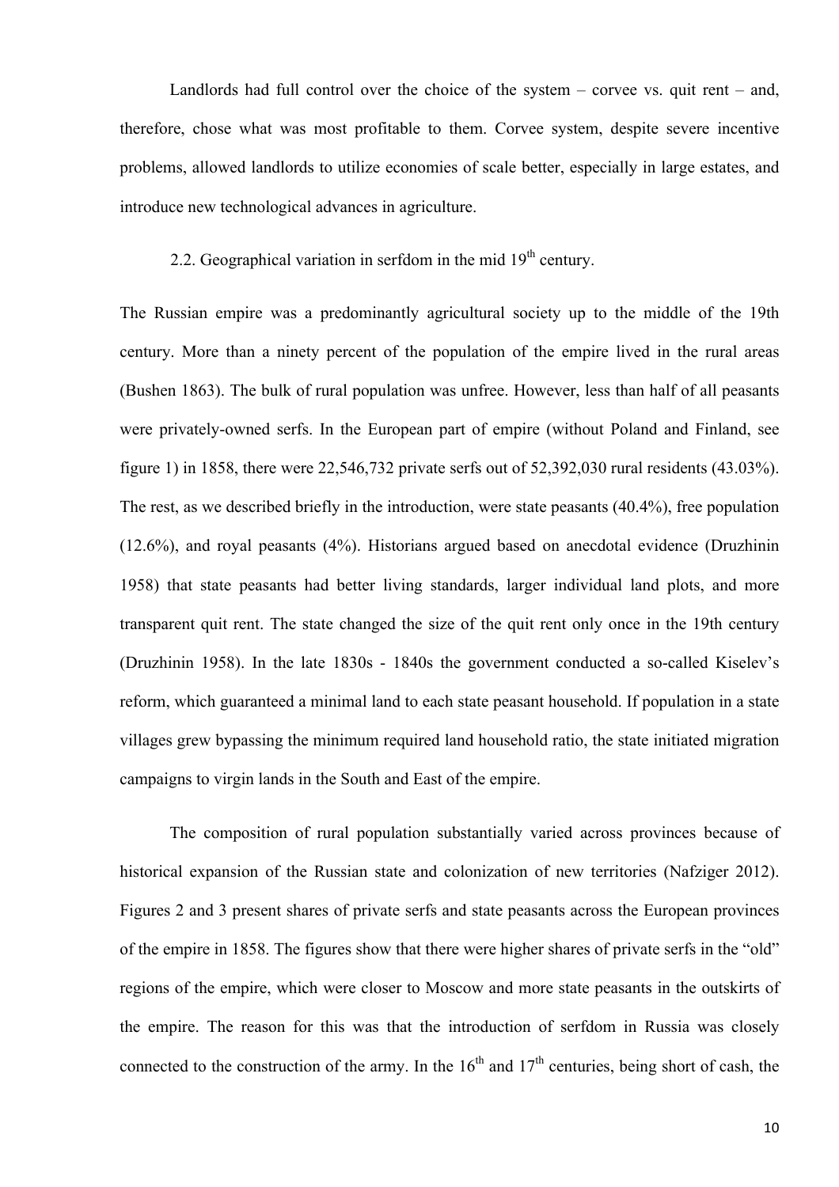Landlords had full control over the choice of the system – corvee vs. quit rent – and, therefore, chose what was most profitable to them. Corvee system, despite severe incentive problems, allowed landlords to utilize economies of scale better, especially in large estates, and introduce new technological advances in agriculture.

### 2.2. Geographical variation in serfdom in the mid 19th century.

The Russian empire was a predominantly agricultural society up to the middle of the 19th century. More than a ninety percent of the population of the empire lived in the rural areas (Bushen 1863). The bulk of rural population was unfree. However, less than half of all peasants were privately-owned serfs. In the European part of empire (without Poland and Finland, see figure 1) in 1858, there were 22,546,732 private serfs out of 52,392,030 rural residents (43.03%). The rest, as we described briefly in the introduction, were state peasants (40.4%), free population (12.6%), and royal peasants (4%). Historians argued based on anecdotal evidence (Druzhinin 1958) that state peasants had better living standards, larger individual land plots, and more transparent quit rent. The state changed the size of the quit rent only once in the 19th century (Druzhinin 1958). In the late 1830s - 1840s the government conducted a so-called Kiselev's reform, which guaranteed a minimal land to each state peasant household. If population in a state villages grew bypassing the minimum required land household ratio, the state initiated migration campaigns to virgin lands in the South and East of the empire.

The composition of rural population substantially varied across provinces because of historical expansion of the Russian state and colonization of new territories (Nafziger 2012). Figures 2 and 3 present shares of private serfs and state peasants across the European provinces of the empire in 1858. The figures show that there were higher shares of private serfs in the "old" regions of the empire, which were closer to Moscow and more state peasants in the outskirts of the empire. The reason for this was that the introduction of serfdom in Russia was closely connected to the construction of the army. In the 16th and 17th centuries, being short of cash, the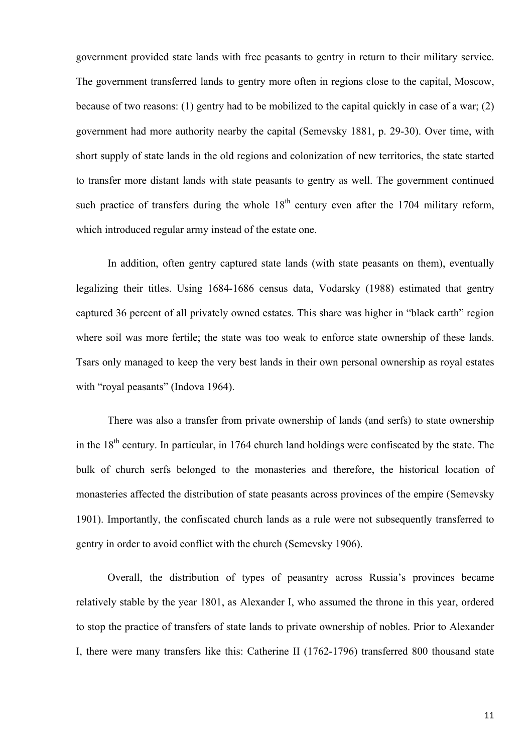government provided state lands with free peasants to gentry in return to their military service. The government transferred lands to gentry more often in regions close to the capital, Moscow, because of two reasons: (1) gentry had to be mobilized to the capital quickly in case of a war; (2) government had more authority nearby the capital (Semevsky 1881, p. 29-30). Over time, with short supply of state lands in the old regions and colonization of new territories, the state started to transfer more distant lands with state peasants to gentry as well. The government continued such practice of transfers during the whole 18th century even after the 1704 military reform, which introduced regular army instead of the estate one.

In addition, often gentry captured state lands (with state peasants on them), eventually legalizing their titles. Using 1684-1686 census data, Vodarsky (1988) estimated that gentry captured 36 percent of all privately owned estates. This share was higher in "black earth" region where soil was more fertile; the state was too weak to enforce state ownership of these lands. Tsars only managed to keep the very best lands in their own personal ownership as royal estates with "royal peasants" (Indova 1964).

There was also a transfer from private ownership of lands (and serfs) to state ownership in the 18th century. In particular, in 1764 church land holdings were confiscated by the state. The bulk of church serfs belonged to the monasteries and therefore, the historical location of monasteries affected the distribution of state peasants across provinces of the empire (Semevsky 1901). Importantly, the confiscated church lands as a rule were not subsequently transferred to gentry in order to avoid conflict with the church (Semevsky 1906).

Overall, the distribution of types of peasantry across Russia's provinces became relatively stable by the year 1801, as Alexander I, who assumed the throne in this year, ordered to stop the practice of transfers of state lands to private ownership of nobles. Prior to Alexander I, there were many transfers like this: Catherine II (1762-1796) transferred 800 thousand state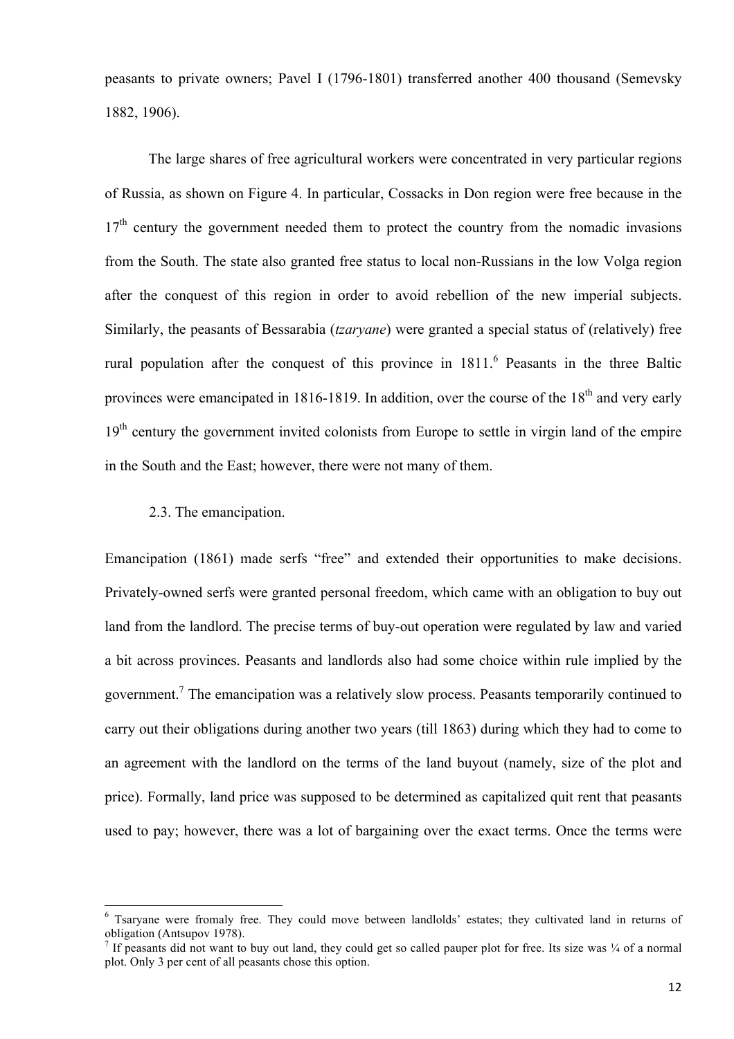peasants to private owners; Pavel I (1796-1801) transferred another 400 thousand (Semevsky 1882, 1906).

The large shares of free agricultural workers were concentrated in very particular regions of Russia, as shown on Figure 4. In particular, Cossacks in Don region were free because in the 17th century the government needed them to protect the country from the nomadic invasions from the South. The state also granted free status to local non-Russians in the low Volga region after the conquest of this region in order to avoid rebellion of the new imperial subjects. Similarly, the peasants of Bessarabia (*tzaryane*) were granted a special status of (relatively) free rural population after the conquest of this province in 1811.[6] Peasants in the three Baltic provinces were emancipated in 1816-1819. In addition, over the course of the 18th and very early 19th century the government invited colonists from Europe to settle in virgin land of the empire in the South and the East; however, there were not many of them.

### 2.3. The emancipation.

Emancipation (1861) made serfs "free" and extended their opportunities to make decisions. Privately-owned serfs were granted personal freedom, which came with an obligation to buy out land from the landlord. The precise terms of buy-out operation were regulated by law and varied a bit across provinces. Peasants and landlords also had some choice within rule implied by the government.[7] The emancipation was a relatively slow process. Peasants temporarily continued to carry out their obligations during another two years (till 1863) during which they had to come to an agreement with the landlord on the terms of the land buyout (namely, size of the plot and price). Formally, land price was supposed to be determined as capitalized quit rent that peasants used to pay; however, there was a lot of bargaining over the exact terms. Once the terms were

---

[6] Tsaryane were fromaly free. They could move between landlolds' estates; they cultivated land in returns of obligation (Antsupov 1978).

[7] If peasants did not want to buy out land, they could get so called pauper plot for free. Its size was ¼ of a normal plot. Only 3 per cent of all peasants chose this option.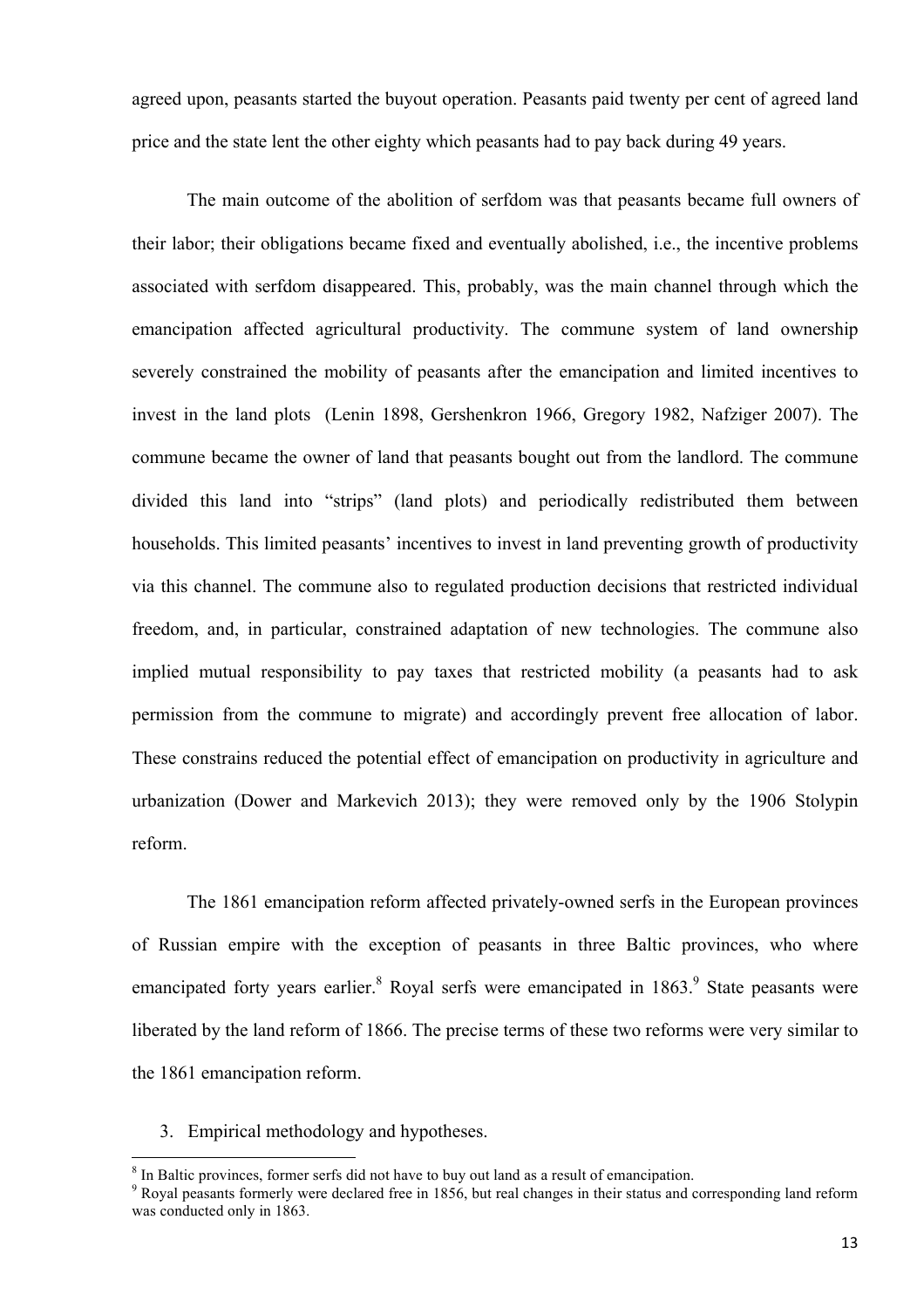agreed upon, peasants started the buyout operation. Peasants paid twenty per cent of agreed land price and the state lent the other eighty which peasants had to pay back during 49 years.

The main outcome of the abolition of serfdom was that peasants became full owners of their labor; their obligations became fixed and eventually abolished, i.e., the incentive problems associated with serfdom disappeared. This, probably, was the main channel through which the emancipation affected agricultural productivity. The commune system of land ownership severely constrained the mobility of peasants after the emancipation and limited incentives to invest in the land plots (Lenin 1898, Gershenkron 1966, Gregory 1982, Nafziger 2007). The commune became the owner of land that peasants bought out from the landlord. The commune divided this land into "strips" (land plots) and periodically redistributed them between households. This limited peasants' incentives to invest in land preventing growth of productivity via this channel. The commune also to regulated production decisions that restricted individual freedom, and, in particular, constrained adaptation of new technologies. The commune also implied mutual responsibility to pay taxes that restricted mobility (a peasants had to ask permission from the commune to migrate) and accordingly prevent free allocation of labor. These constrains reduced the potential effect of emancipation on productivity in agriculture and urbanization (Dower and Markevich 2013); they were removed only by the 1906 Stolypin reform.

The 1861 emancipation reform affected privately-owned serfs in the European provinces of Russian empire with the exception of peasants in three Baltic provinces, who where emancipated forty years earlier.[8] Royal serfs were emancipated in 1863.[9] State peasants were liberated by the land reform of 1866. The precise terms of these two reforms were very similar to the 1861 emancipation reform.

3. Empirical methodology and hypotheses.

[8] In Baltic provinces, former serfs did not have to buy out land as a result of emancipation.

[9] Royal peasants formerly were declared free in 1856, but real changes in their status and corresponding land reform was conducted only in 1863.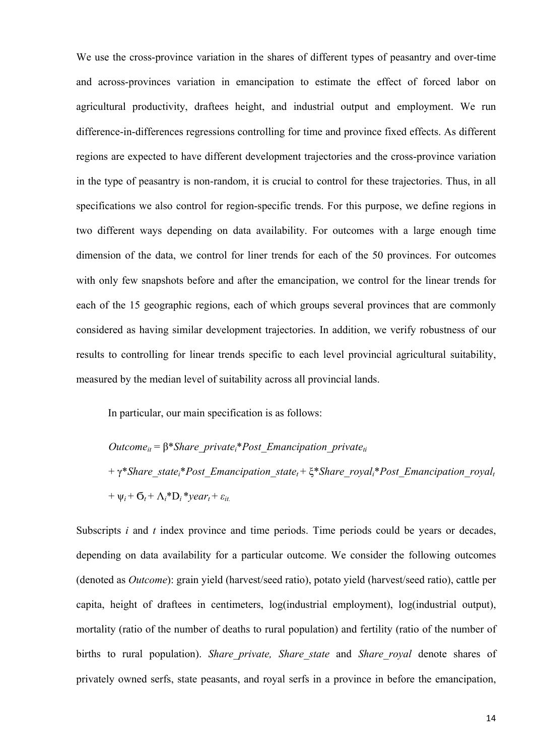We use the cross-province variation in the shares of different types of peasantry and over-time and across-provinces variation in emancipation to estimate the effect of forced labor on agricultural productivity, draftees height, and industrial output and employment. We run difference-in-differences regressions controlling for time and province fixed effects. As different regions are expected to have different development trajectories and the cross-province variation in the type of peasantry is non-random, it is crucial to control for these trajectories. Thus, in all specifications we also control for region-specific trends. For this purpose, we define regions in two different ways depending on data availability. For outcomes with a large enough time dimension of the data, we control for liner trends for each of the 50 provinces. For outcomes with only few snapshots before and after the emancipation, we control for the linear trends for each of the 15 geographic regions, each of which groups several provinces that are commonly considered as having similar development trajectories. In addition, we verify robustness of our results to controlling for linear trends specific to each level provincial agricultural suitability, measured by the median level of suitability across all provincial lands.

In particular, our main specification is as follows:

$$
\begin{aligned}
Outcome_{it} &= \beta * Share\_private_i * Post\_Emancipation\_private_{ti} \\
&+ \gamma * Share\_state_i * Post\_Emancipation\_state_t + \xi * Share\_royal_i * Post\_Emancipation\_royal_t \\
&+ \psi_i + \sigma_t + \Lambda_i * D_i * year_t + \varepsilon_{it.}
\end{aligned}
$$

Subscripts $i$ and $t$ index province and time periods. Time periods could be years or decades, depending on data availability for a particular outcome. We consider the following outcomes (denoted as *Outcome*): grain yield (harvest/seed ratio), potato yield (harvest/seed ratio), cattle per capita, height of draftees in centimeters, log(industrial employment), log(industrial output), mortality (ratio of the number of deaths to rural population) and fertility (ratio of the number of births to rural population). *Share_private, Share_state* and *Share_royal* denote shares of privately owned serfs, state peasants, and royal serfs in a province in before the emancipation,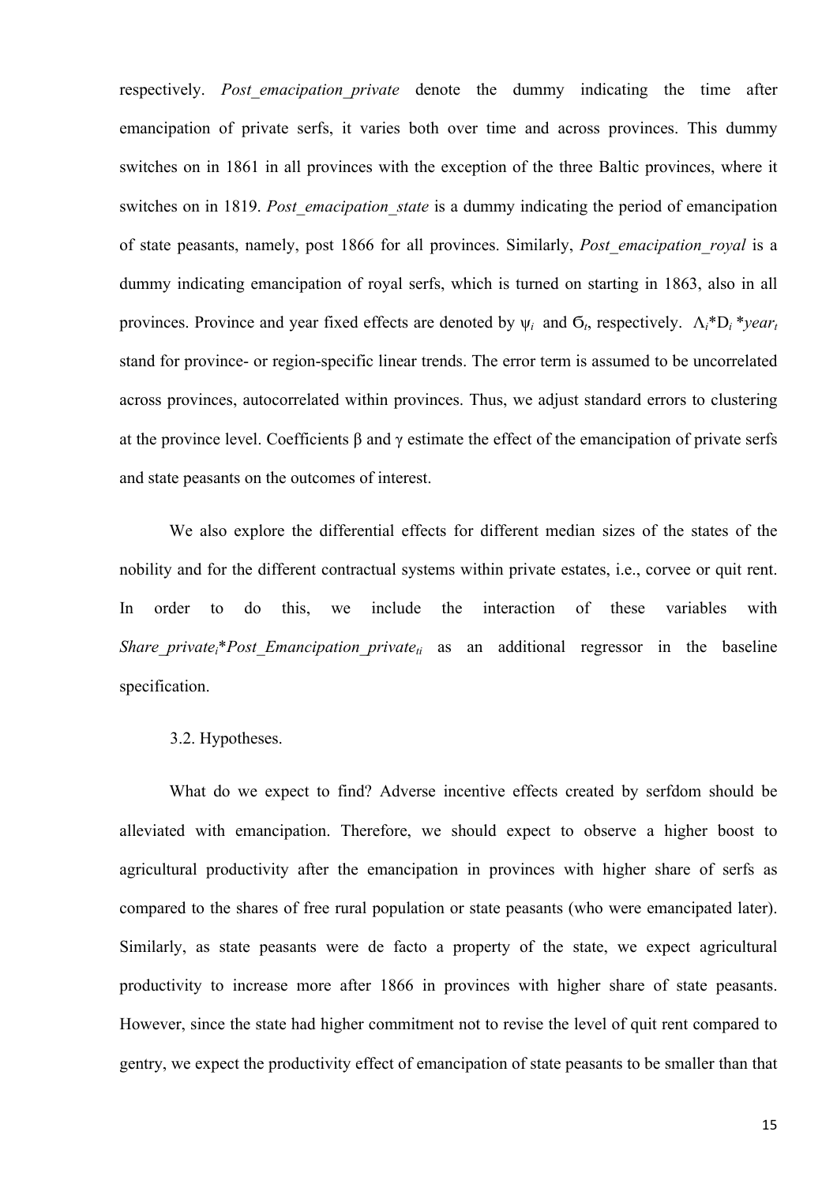respectively. *Post_emacipation_private* denote the dummy indicating the time after emancipation of private serfs, it varies both over time and across provinces. This dummy switches on in 1861 in all provinces with the exception of the three Baltic provinces, where it switches on in 1819. *Post_emacipation_state* is a dummy indicating the period of emancipation of state peasants, namely, post 1866 for all provinces. Similarly, *Post_emacipation_royal* is a dummy indicating emancipation of royal serfs, which is turned on starting in 1863, also in all provinces. Province and year fixed effects are denoted by $\psi_i$ and $\sigma_t$, respectively. $\Lambda_i * D_i * year_t$ stand for province- or region-specific linear trends. The error term is assumed to be uncorrelated across provinces, autocorrelated within provinces. Thus, we adjust standard errors to clustering at the province level. Coefficients β and γ estimate the effect of the emancipation of private serfs and state peasants on the outcomes of interest.

We also explore the differential effects for different median sizes of the states of the nobility and for the different contractual systems within private estates, i.e., corvee or quit rent. In order to do this, we include the interaction of these variables with $Share\_private_i * Post\_Emancipation\_private_{ti}$ as an additional regressor in the baseline specification.

3.2. Hypotheses.

What do we expect to find? Adverse incentive effects created by serfdom should be alleviated with emancipation. Therefore, we should expect to observe a higher boost to agricultural productivity after the emancipation in provinces with higher share of serfs as compared to the shares of free rural population or state peasants (who were emancipated later). Similarly, as state peasants were de facto a property of the state, we expect agricultural productivity to increase more after 1866 in provinces with higher share of state peasants. However, since the state had higher commitment not to revise the level of quit rent compared to gentry, we expect the productivity effect of emancipation of state peasants to be smaller than that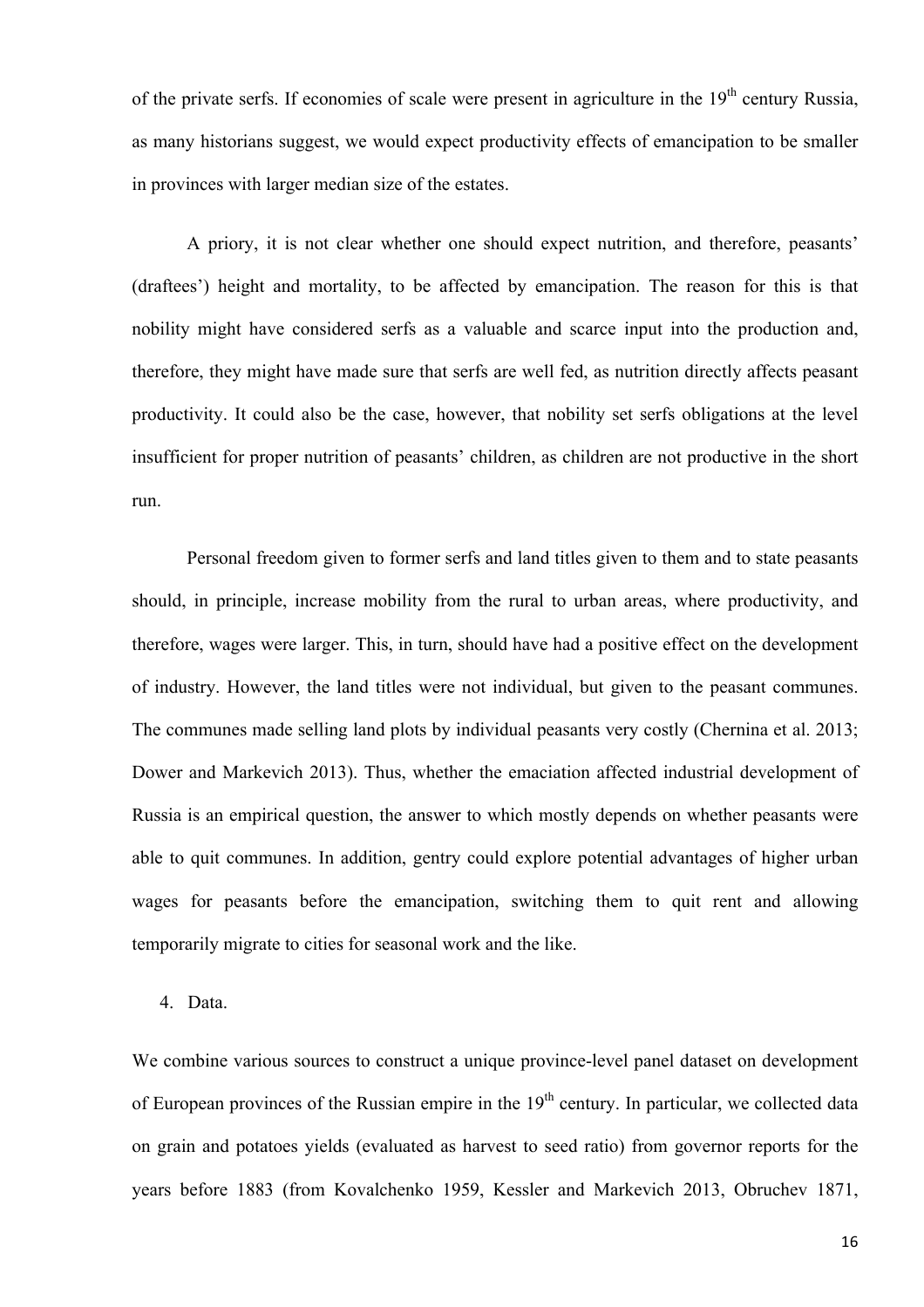of the private serfs. If economies of scale were present in agriculture in the 19$^{th}$ century Russia, as many historians suggest, we would expect productivity effects of emancipation to be smaller in provinces with larger median size of the estates.

A priory, it is not clear whether one should expect nutrition, and therefore, peasants' (draftees') height and mortality, to be affected by emancipation. The reason for this is that nobility might have considered serfs as a valuable and scarce input into the production and, therefore, they might have made sure that serfs are well fed, as nutrition directly affects peasant productivity. It could also be the case, however, that nobility set serfs obligations at the level insufficient for proper nutrition of peasants' children, as children are not productive in the short run.

Personal freedom given to former serfs and land titles given to them and to state peasants should, in principle, increase mobility from the rural to urban areas, where productivity, and therefore, wages were larger. This, in turn, should have had a positive effect on the development of industry. However, the land titles were not individual, but given to the peasant communes. The communes made selling land plots by individual peasants very costly (Chernina et al. 2013; Dower and Markevich 2013). Thus, whether the emaciation affected industrial development of Russia is an empirical question, the answer to which mostly depends on whether peasants were able to quit communes. In addition, gentry could explore potential advantages of higher urban wages for peasants before the emancipation, switching them to quit rent and allowing temporarily migrate to cities for seasonal work and the like.

4. Data.

We combine various sources to construct a unique province-level panel dataset on development of European provinces of the Russian empire in the 19$^{th}$ century. In particular, we collected data on grain and potatoes yields (evaluated as harvest to seed ratio) from governor reports for the years before 1883 (from Kovalchenko 1959, Kessler and Markevich 2013, Obruchev 1871,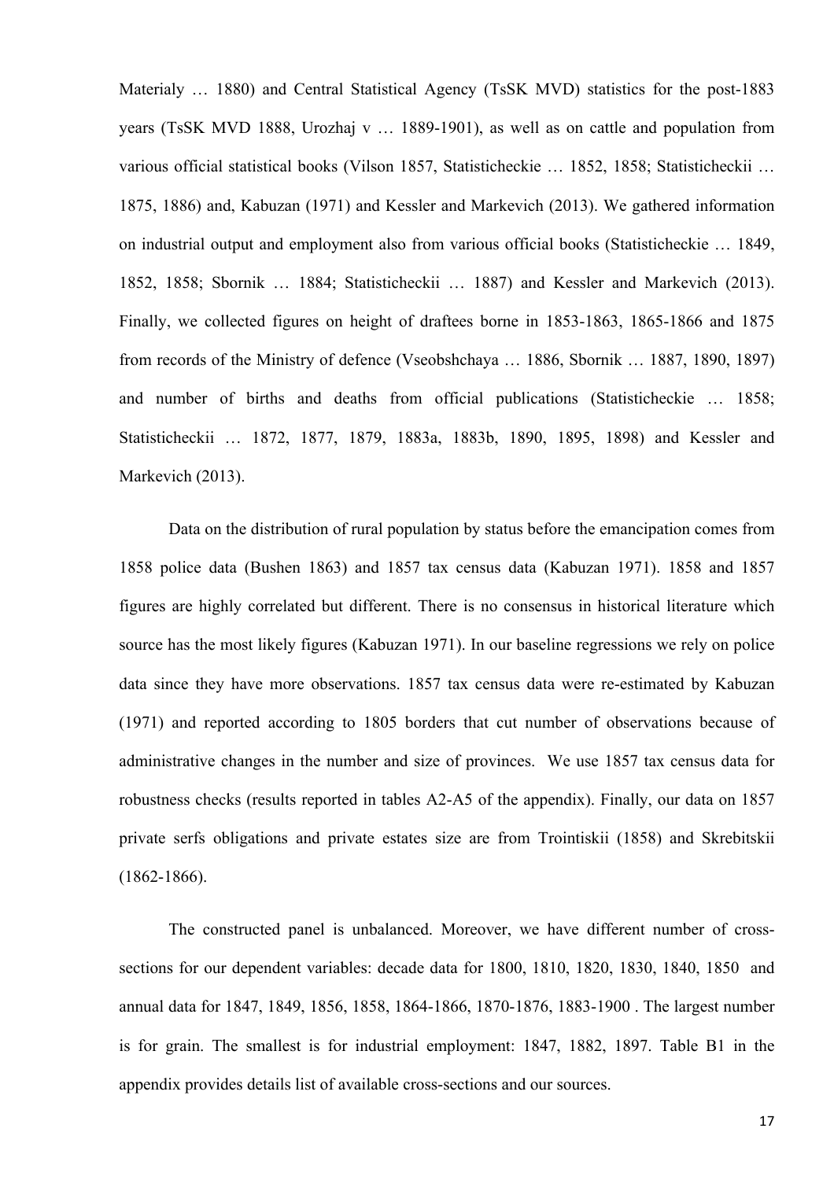Materialy … 1880) and Central Statistical Agency (TsSK MVD) statistics for the post-1883 years (TsSK MVD 1888, Urozhaj v … 1889-1901), as well as on cattle and population from various official statistical books (Vilson 1857, Statisticheckie … 1852, 1858; Statisticheckii … 1875, 1886) and, Kabuzan (1971) and Kessler and Markevich (2013). We gathered information on industrial output and employment also from various official books (Statisticheckie … 1849, 1852, 1858; Sbornik … 1884; Statisticheckii … 1887) and Kessler and Markevich (2013). Finally, we collected figures on height of draftees borne in 1853-1863, 1865-1866 and 1875 from records of the Ministry of defence (Vseobshchaya … 1886, Sbornik … 1887, 1890, 1897) and number of births and deaths from official publications (Statisticheckie … 1858; Statisticheckii … 1872, 1877, 1879, 1883a, 1883b, 1890, 1895, 1898) and Kessler and Markevich (2013).

Data on the distribution of rural population by status before the emancipation comes from 1858 police data (Bushen 1863) and 1857 tax census data (Kabuzan 1971). 1858 and 1857 figures are highly correlated but different. There is no consensus in historical literature which source has the most likely figures (Kabuzan 1971). In our baseline regressions we rely on police data since they have more observations. 1857 tax census data were re-estimated by Kabuzan (1971) and reported according to 1805 borders that cut number of observations because of administrative changes in the number and size of provinces. We use 1857 tax census data for robustness checks (results reported in tables A2-A5 of the appendix). Finally, our data on 1857 private serfs obligations and private estates size are from Trointiskii (1858) and Skrebitskii (1862-1866).

The constructed panel is unbalanced. Moreover, we have different number of cross-sections for our dependent variables: decade data for 1800, 1810, 1820, 1830, 1840, 1850 and annual data for 1847, 1849, 1856, 1858, 1864-1866, 1870-1876, 1883-1900 . The largest number is for grain. The smallest is for industrial employment: 1847, 1882, 1897. Table B1 in the appendix provides details list of available cross-sections and our sources.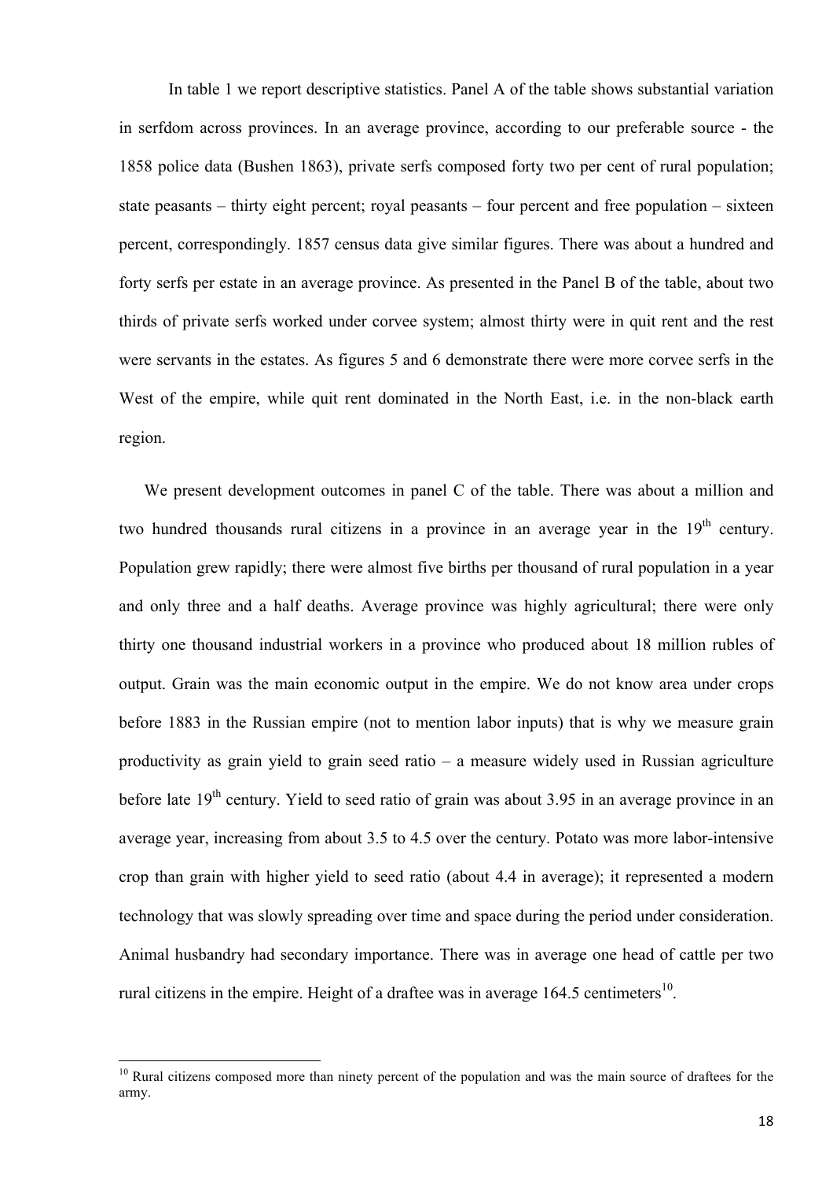In table 1 we report descriptive statistics. Panel A of the table shows substantial variation in serfdom across provinces. In an average province, according to our preferable source - the 1858 police data (Bushen 1863), private serfs composed forty two per cent of rural population; state peasants – thirty eight percent; royal peasants – four percent and free population – sixteen percent, correspondingly. 1857 census data give similar figures. There was about a hundred and forty serfs per estate in an average province. As presented in the Panel B of the table, about two thirds of private serfs worked under corvee system; almost thirty were in quit rent and the rest were servants in the estates. As figures 5 and 6 demonstrate there were more corvee serfs in the West of the empire, while quit rent dominated in the North East, i.e. in the non-black earth region.

We present development outcomes in panel C of the table. There was about a million and two hundred thousands rural citizens in a province in an average year in the 19th century. Population grew rapidly; there were almost five births per thousand of rural population in a year and only three and a half deaths. Average province was highly agricultural; there were only thirty one thousand industrial workers in a province who produced about 18 million rubles of output. Grain was the main economic output in the empire. We do not know area under crops before 1883 in the Russian empire (not to mention labor inputs) that is why we measure grain productivity as grain yield to grain seed ratio – a measure widely used in Russian agriculture before late 19th century. Yield to seed ratio of grain was about 3.95 in an average province in an average year, increasing from about 3.5 to 4.5 over the century. Potato was more labor-intensive crop than grain with higher yield to seed ratio (about 4.4 in average); it represented a modern technology that was slowly spreading over time and space during the period under consideration. Animal husbandry had secondary importance. There was in average one head of cattle per two rural citizens in the empire. Height of a draftee was in average 164.5 centimeters[10].

[10] Rural citizens composed more than ninety percent of the population and was the main source of draftees for the army.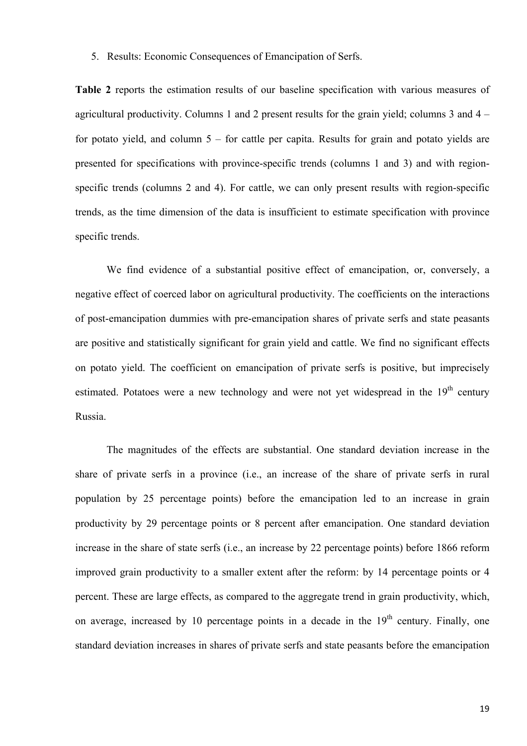5. Results: Economic Consequences of Emancipation of Serfs.

**Table 2** reports the estimation results of our baseline specification with various measures of agricultural productivity. Columns 1 and 2 present results for the grain yield; columns 3 and 4 – for potato yield, and column 5 – for cattle per capita. Results for grain and potato yields are presented for specifications with province-specific trends (columns 1 and 3) and with region-specific trends (columns 2 and 4). For cattle, we can only present results with region-specific trends, as the time dimension of the data is insufficient to estimate specification with province specific trends.

We find evidence of a substantial positive effect of emancipation, or, conversely, a negative effect of coerced labor on agricultural productivity. The coefficients on the interactions of post-emancipation dummies with pre-emancipation shares of private serfs and state peasants are positive and statistically significant for grain yield and cattle. We find no significant effects on potato yield. The coefficient on emancipation of private serfs is positive, but imprecisely estimated. Potatoes were a new technology and were not yet widespread in the 19$^{th}$ century Russia.

The magnitudes of the effects are substantial. One standard deviation increase in the share of private serfs in a province (i.e., an increase of the share of private serfs in rural population by 25 percentage points) before the emancipation led to an increase in grain productivity by 29 percentage points or 8 percent after emancipation. One standard deviation increase in the share of state serfs (i.e., an increase by 22 percentage points) before 1866 reform improved grain productivity to a smaller extent after the reform: by 14 percentage points or 4 percent. These are large effects, as compared to the aggregate trend in grain productivity, which, on average, increased by 10 percentage points in a decade in the 19$^{th}$ century. Finally, one standard deviation increases in shares of private serfs and state peasants before the emancipation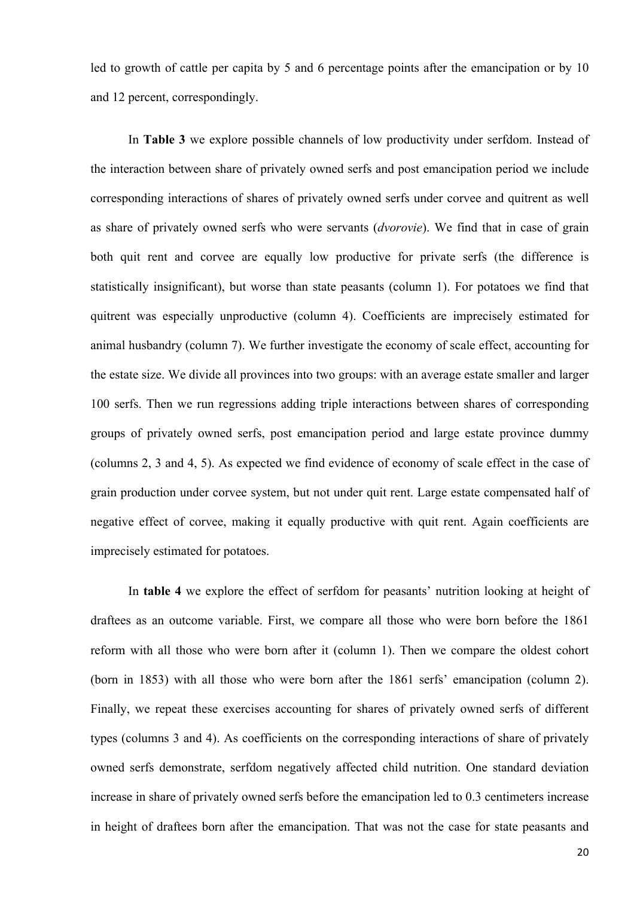led to growth of cattle per capita by 5 and 6 percentage points after the emancipation or by 10 and 12 percent, correspondingly.

In **Table 3** we explore possible channels of low productivity under serfdom. Instead of the interaction between share of privately owned serfs and post emancipation period we include corresponding interactions of shares of privately owned serfs under corvee and quitrent as well as share of privately owned serfs who were servants (*dvorovie*). We find that in case of grain both quit rent and corvee are equally low productive for private serfs (the difference is statistically insignificant), but worse than state peasants (column 1). For potatoes we find that quitrent was especially unproductive (column 4). Coefficients are imprecisely estimated for animal husbandry (column 7). We further investigate the economy of scale effect, accounting for the estate size. We divide all provinces into two groups: with an average estate smaller and larger 100 serfs. Then we run regressions adding triple interactions between shares of corresponding groups of privately owned serfs, post emancipation period and large estate province dummy (columns 2, 3 and 4, 5). As expected we find evidence of economy of scale effect in the case of grain production under corvee system, but not under quit rent. Large estate compensated half of negative effect of corvee, making it equally productive with quit rent. Again coefficients are imprecisely estimated for potatoes.

In **table 4** we explore the effect of serfdom for peasants' nutrition looking at height of draftees as an outcome variable. First, we compare all those who were born before the 1861 reform with all those who were born after it (column 1). Then we compare the oldest cohort (born in 1853) with all those who were born after the 1861 serfs' emancipation (column 2). Finally, we repeat these exercises accounting for shares of privately owned serfs of different types (columns 3 and 4). As coefficients on the corresponding interactions of share of privately owned serfs demonstrate, serfdom negatively affected child nutrition. One standard deviation increase in share of privately owned serfs before the emancipation led to 0.3 centimeters increase in height of draftees born after the emancipation. That was not the case for state peasants and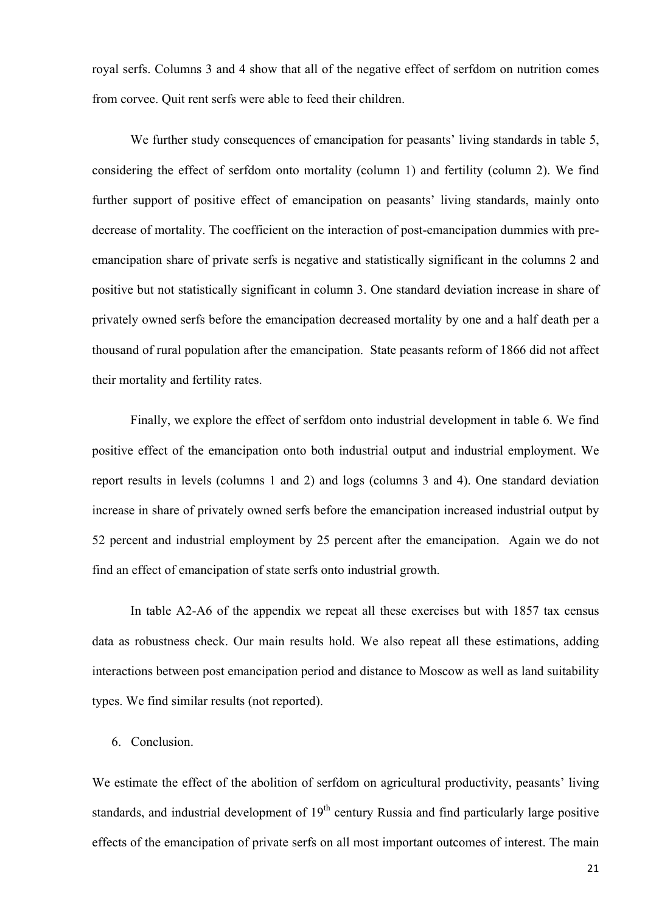royal serfs. Columns 3 and 4 show that all of the negative effect of serfdom on nutrition comes from corvee. Quit rent serfs were able to feed their children.

We further study consequences of emancipation for peasants' living standards in table 5, considering the effect of serfdom onto mortality (column 1) and fertility (column 2). We find further support of positive effect of emancipation on peasants' living standards, mainly onto decrease of mortality. The coefficient on the interaction of post-emancipation dummies with pre-emancipation share of private serfs is negative and statistically significant in the columns 2 and positive but not statistically significant in column 3. One standard deviation increase in share of privately owned serfs before the emancipation decreased mortality by one and a half death per a thousand of rural population after the emancipation. State peasants reform of 1866 did not affect their mortality and fertility rates.

Finally, we explore the effect of serfdom onto industrial development in table 6. We find positive effect of the emancipation onto both industrial output and industrial employment. We report results in levels (columns 1 and 2) and logs (columns 3 and 4). One standard deviation increase in share of privately owned serfs before the emancipation increased industrial output by 52 percent and industrial employment by 25 percent after the emancipation. Again we do not find an effect of emancipation of state serfs onto industrial growth.

In table A2-A6 of the appendix we repeat all these exercises but with 1857 tax census data as robustness check. Our main results hold. We also repeat all these estimations, adding interactions between post emancipation period and distance to Moscow as well as land suitability types. We find similar results (not reported).

6. Conclusion.

We estimate the effect of the abolition of serfdom on agricultural productivity, peasants' living standards, and industrial development of 19th century Russia and find particularly large positive effects of the emancipation of private serfs on all most important outcomes of interest. The main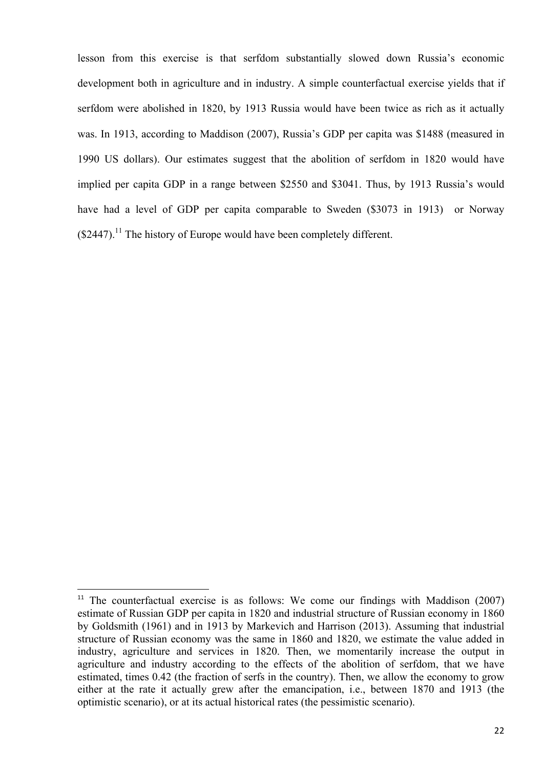lesson from this exercise is that serfdom substantially slowed down Russia's economic development both in agriculture and in industry. A simple counterfactual exercise yields that if serfdom were abolished in 1820, by 1913 Russia would have been twice as rich as it actually was. In 1913, according to Maddison (2007), Russia's GDP per capita was $1488 (measured in 1990 US dollars). Our estimates suggest that the abolition of serfdom in 1820 would have implied per capita GDP in a range between $2550 and $3041. Thus, by 1913 Russia's would have had a level of GDP per capita comparable to Sweden ($3073 in 1913) or Norway ($2447).[11] The history of Europe would have been completely different.

---

[11] The counterfactual exercise is as follows: We come our findings with Maddison (2007) estimate of Russian GDP per capita in 1820 and industrial structure of Russian economy in 1860 by Goldsmith (1961) and in 1913 by Markevich and Harrison (2013). Assuming that industrial structure of Russian economy was the same in 1860 and 1820, we estimate the value added in industry, agriculture and services in 1820. Then, we momentarily increase the output in agriculture and industry according to the effects of the abolition of serfdom, that we have estimated, times 0.42 (the fraction of serfs in the country). Then, we allow the economy to grow either at the rate it actually grew after the emancipation, i.e., between 1870 and 1913 (the optimistic scenario), or at its actual historical rates (the pessimistic scenario).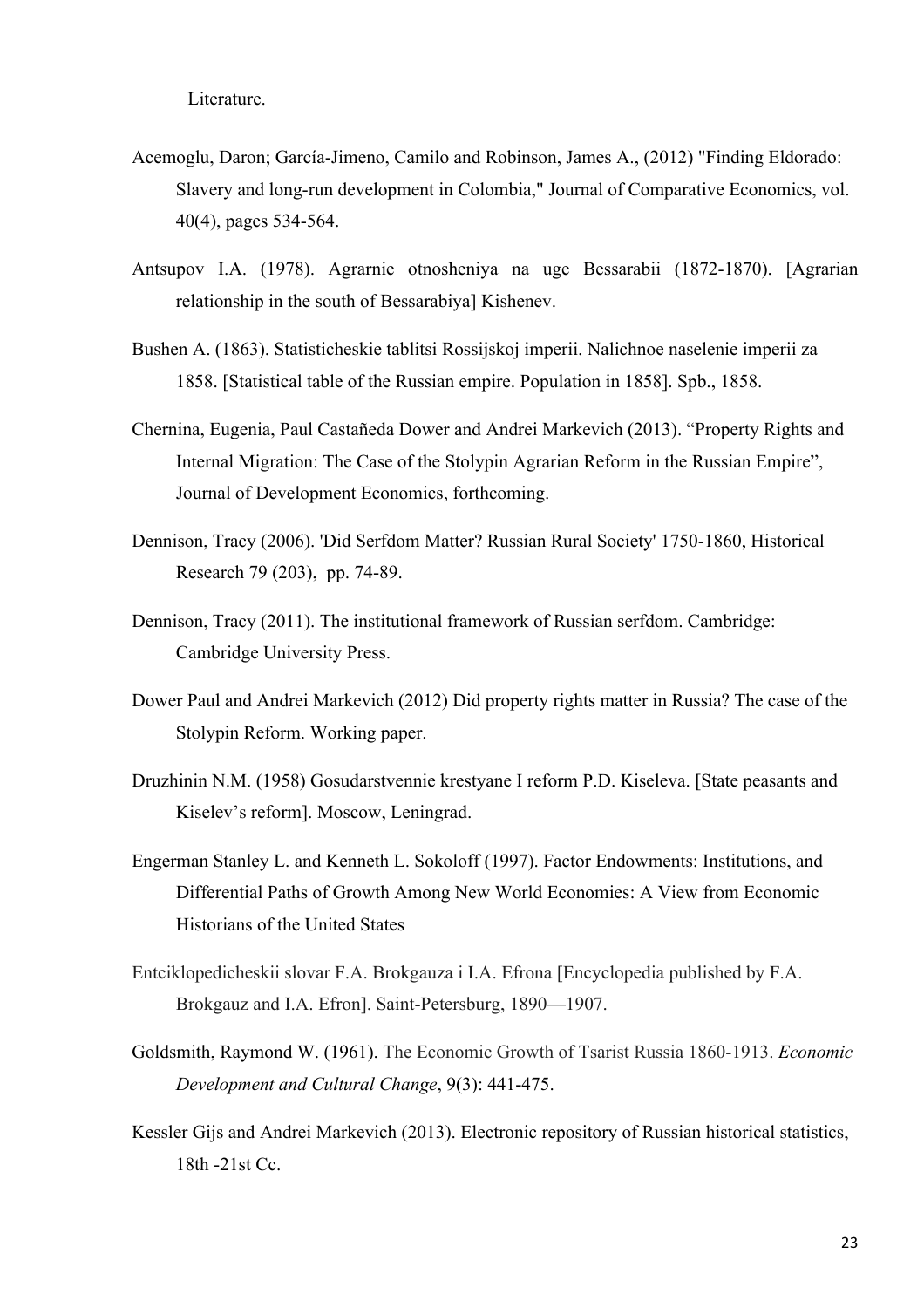Literature.

Acemoglu, Daron; García-Jimeno, Camilo and Robinson, James A., (2012) "Finding Eldorado: Slavery and long-run development in Colombia," Journal of Comparative Economics, vol. 40(4), pages 534-564.

Antsupov I.A. (1978). Agrarnie otnosheniya na uge Bessarabii (1872-1870). [Agrarian relationship in the south of Bessarabiya] Kishenev.

Bushen A. (1863). Statisticheskie tablitsi Rossijskoj imperii. Nalichnoe naselenie imperii za 1858. [Statistical table of the Russian empire. Population in 1858]. Spb., 1858.

Chernina, Eugenia, Paul Castañeda Dower and Andrei Markevich (2013). "Property Rights and Internal Migration: The Case of the Stolypin Agrarian Reform in the Russian Empire", Journal of Development Economics, forthcoming.

Dennison, Tracy (2006). 'Did Serfdom Matter? Russian Rural Society' 1750-1860, Historical Research 79 (203), pp. 74-89.

Dennison, Tracy (2011). The institutional framework of Russian serfdom. Cambridge: Cambridge University Press.

Dower Paul and Andrei Markevich (2012) Did property rights matter in Russia? The case of the Stolypin Reform. Working paper.

Druzhinin N.M. (1958) Gosudarstvennie krestyane I reform P.D. Kiseleva. [State peasants and Kiselev's reform]. Moscow, Leningrad.

Engerman Stanley L. and Kenneth L. Sokoloff (1997). Factor Endowments: Institutions, and Differential Paths of Growth Among New World Economies: A View from Economic Historians of the United States

Entciklopedicheskii slovar F.A. Brokgauza i I.A. Efrona [Encyclopedia published by F.A. Brokgauz and I.A. Efron]. Saint-Petersburg, 1890—1907.

Goldsmith, Raymond W. (1961). The Economic Growth of Tsarist Russia 1860-1913. *Economic Development and Cultural Change*, 9(3): 441-475.

Kessler Gijs and Andrei Markevich (2013). Electronic repository of Russian historical statistics, 18th -21st Cc.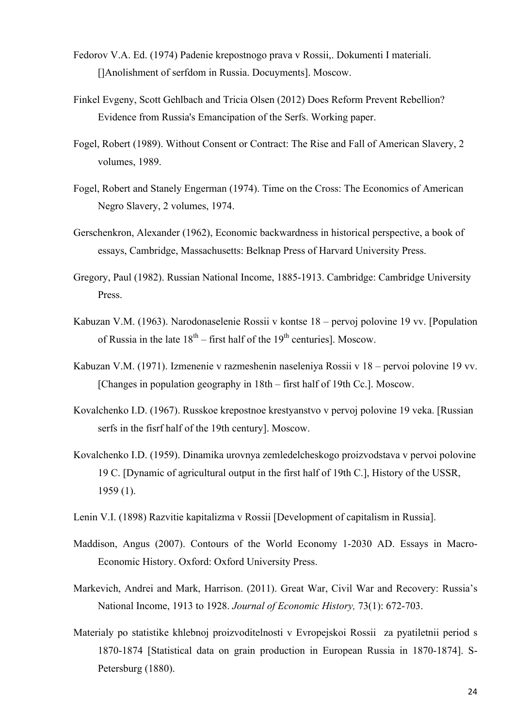Fedorov V.A. Ed. (1974) Padenie krepostnogo prava v Rossii,. Dokumenti I materiali. []Anolishment of serfdom in Russia. Docuyments]. Moscow.

Finkel Evgeny, Scott Gehlbach and Tricia Olsen (2012) Does Reform Prevent Rebellion? Evidence from Russia's Emancipation of the Serfs. Working paper.

Fogel, Robert (1989). Without Consent or Contract: The Rise and Fall of American Slavery, 2 volumes, 1989.

Fogel, Robert and Stanely Engerman (1974). Time on the Cross: The Economics of American Negro Slavery, 2 volumes, 1974.

Gerschenkron, Alexander (1962), Economic backwardness in historical perspective, a book of essays, Cambridge, Massachusetts: Belknap Press of Harvard University Press.

Gregory, Paul (1982). Russian National Income, 1885-1913. Cambridge: Cambridge University Press.

Kabuzan V.M. (1963). Narodonaselenie Rossii v kontse 18 – pervoj polovine 19 vv. [Population of Russia in the late 18th – first half of the 19th centuries]. Moscow.

Kabuzan V.M. (1971). Izmenenie v razmeshenin naseleniya Rossii v 18 – pervoi polovine 19 vv. [Changes in population geography in 18th – first half of 19th Cc.]. Moscow.

Kovalchenko I.D. (1967). Russkoe krepostnoe krestyanstvo v pervoj polovine 19 veka. [Russian serfs in the fisrf half of the 19th century]. Moscow.

Kovalchenko I.D. (1959). Dinamika urovnya zemledelcheskogo proizvodstava v pervoi polovine 19 C. [Dynamic of agricultural output in the first half of 19th C.], History of the USSR, 1959 (1).

Lenin V.I. (1898) Razvitie kapitalizma v Rossii [Development of capitalism in Russia].

Maddison, Angus (2007). Contours of the World Economy 1-2030 AD. Essays in Macro-Economic History. Oxford: Oxford University Press.

Markevich, Andrei and Mark, Harrison. (2011). Great War, Civil War and Recovery: Russia's National Income, 1913 to 1928. *Journal of Economic History,* 73(1): 672-703.

Materialy po statistike khlebnoj proizvoditelnosti v Evropejskoi Rossii za pyatiletnii period s 1870-1874 [Statistical data on grain production in European Russia in 1870-1874]. S-Petersburg (1880).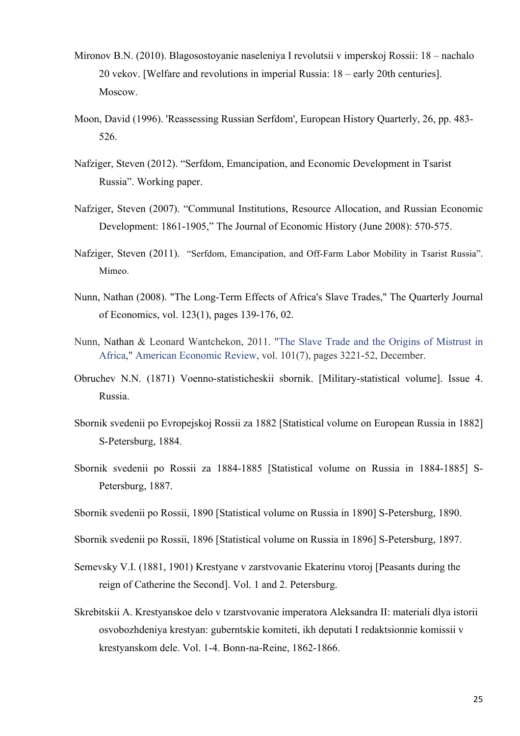Mironov B.N. (2010). Blagosostoyanie naseleniya I revolutsii v imperskoj Rossii: 18 – nachalo 20 vekov. [Welfare and revolutions in imperial Russia: 18 – early 20th centuries]. Moscow.

Moon, David (1996). 'Reassessing Russian Serfdom', European History Quarterly, 26, pp. 483-526.

Nafziger, Steven (2012). "Serfdom, Emancipation, and Economic Development in Tsarist Russia". Working paper.

Nafziger, Steven (2007). "Communal Institutions, Resource Allocation, and Russian Economic Development: 1861-1905," The Journal of Economic History (June 2008): 570-575.

Nafziger, Steven (2011). "Serfdom, Emancipation, and Off-Farm Labor Mobility in Tsarist Russia". Mimeo.

Nunn, Nathan (2008). "The Long-Term Effects of Africa's Slave Trades," The Quarterly Journal of Economics, vol. 123(1), pages 139-176, 02.

Nunn, Nathan & Leonard Wantchekon, 2011. "The Slave Trade and the Origins of Mistrust in Africa," American Economic Review, vol. 101(7), pages 3221-52, December.

Obruchev N.N. (1871) Voenno-statisticheskii sbornik. [Military-statistical volume]. Issue 4. Russia.

Sbornik svedenii po Evropejskoj Rossii za 1882 [Statistical volume on European Russia in 1882] S-Petersburg, 1884.

Sbornik svedenii po Rossii za 1884-1885 [Statistical volume on Russia in 1884-1885] S-Petersburg, 1887.

Sbornik svedenii po Rossii, 1890 [Statistical volume on Russia in 1890] S-Petersburg, 1890.

Sbornik svedenii po Rossii, 1896 [Statistical volume on Russia in 1896] S-Petersburg, 1897.

Semevsky V.I. (1881, 1901) Krestyane v zarstvovanie Ekaterinu vtoroj [Peasants during the reign of Catherine the Second]. Vol. 1 and 2. Petersburg.

Skrebitskii A. Krestyanskoe delo v tzarstvovanie imperatora Aleksandra II: materiali dlya istorii osvobozhdeniya krestyan: guberntskie komiteti, ikh deputati I redaktsionnie komissii v krestyanskom dele. Vol. 1-4. Bonn-na-Reine, 1862-1866.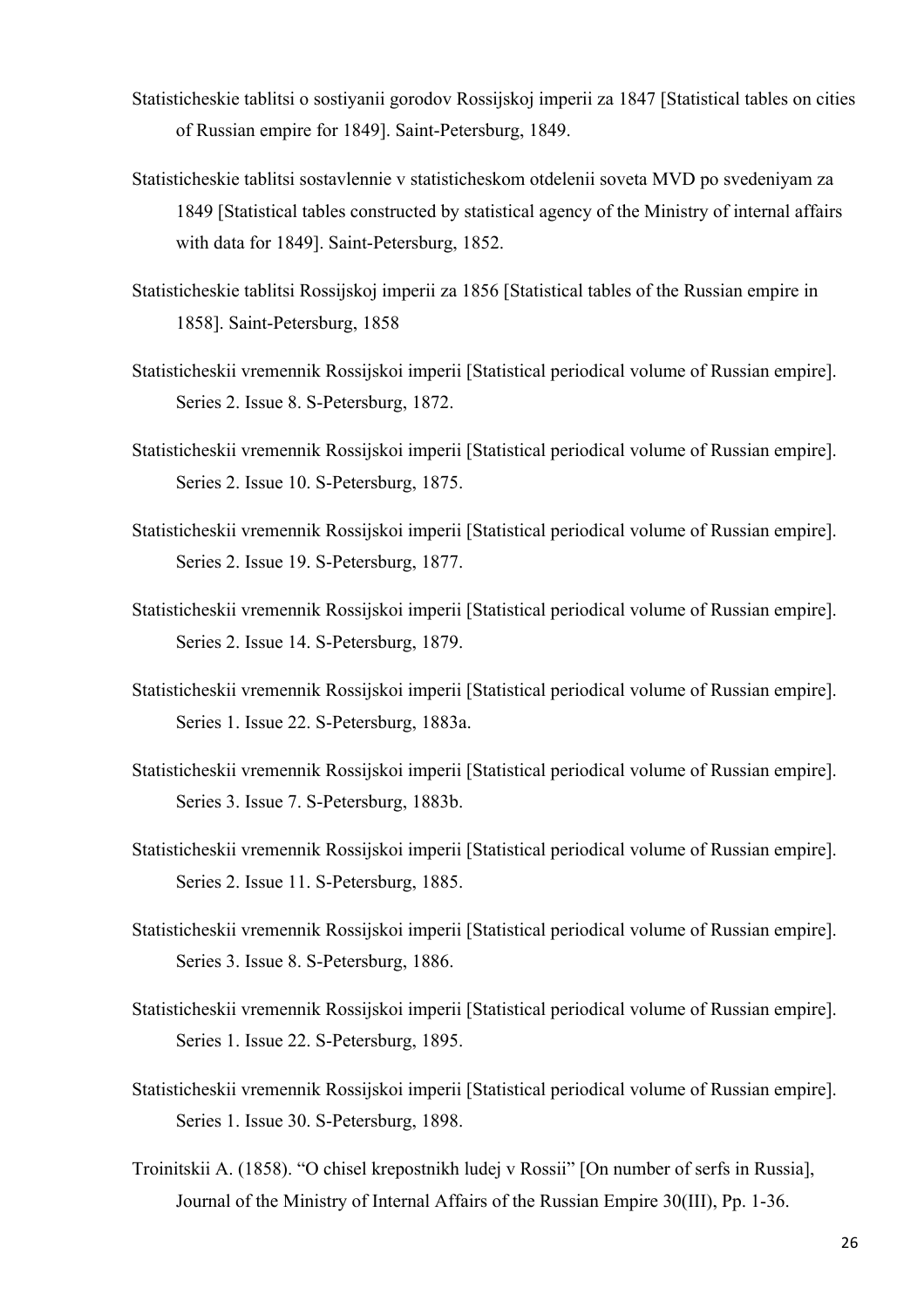Statisticheskie tablitsi o sostiyanii gorodov Rossijskoj imperii za 1847 [Statistical tables on cities of Russian empire for 1849]. Saint-Petersburg, 1849.

Statisticheskie tablitsi sostavlennie v statisticheskom otdelenii soveta MVD po svedeniyam za 1849 [Statistical tables constructed by statistical agency of the Ministry of internal affairs with data for 1849]. Saint-Petersburg, 1852.

Statisticheskie tablitsi Rossijskoj imperii za 1856 [Statistical tables of the Russian empire in 1858]. Saint-Petersburg, 1858

Statisticheskii vremennik Rossijskoi imperii [Statistical periodical volume of Russian empire]. Series 2. Issue 8. S-Petersburg, 1872.

Statisticheskii vremennik Rossijskoi imperii [Statistical periodical volume of Russian empire]. Series 2. Issue 10. S-Petersburg, 1875.

Statisticheskii vremennik Rossijskoi imperii [Statistical periodical volume of Russian empire]. Series 2. Issue 19. S-Petersburg, 1877.

Statisticheskii vremennik Rossijskoi imperii [Statistical periodical volume of Russian empire]. Series 2. Issue 14. S-Petersburg, 1879.

Statisticheskii vremennik Rossijskoi imperii [Statistical periodical volume of Russian empire]. Series 1. Issue 22. S-Petersburg, 1883a.

Statisticheskii vremennik Rossijskoi imperii [Statistical periodical volume of Russian empire]. Series 3. Issue 7. S-Petersburg, 1883b.

Statisticheskii vremennik Rossijskoi imperii [Statistical periodical volume of Russian empire]. Series 2. Issue 11. S-Petersburg, 1885.

Statisticheskii vremennik Rossijskoi imperii [Statistical periodical volume of Russian empire]. Series 3. Issue 8. S-Petersburg, 1886.

Statisticheskii vremennik Rossijskoi imperii [Statistical periodical volume of Russian empire]. Series 1. Issue 22. S-Petersburg, 1895.

Statisticheskii vremennik Rossijskoi imperii [Statistical periodical volume of Russian empire]. Series 1. Issue 30. S-Petersburg, 1898.

Troinitskii A. (1858). "O chisel krepostnikh ludej v Rossii" [On number of serfs in Russia], Journal of the Ministry of Internal Affairs of the Russian Empire 30(III), Pp. 1-36.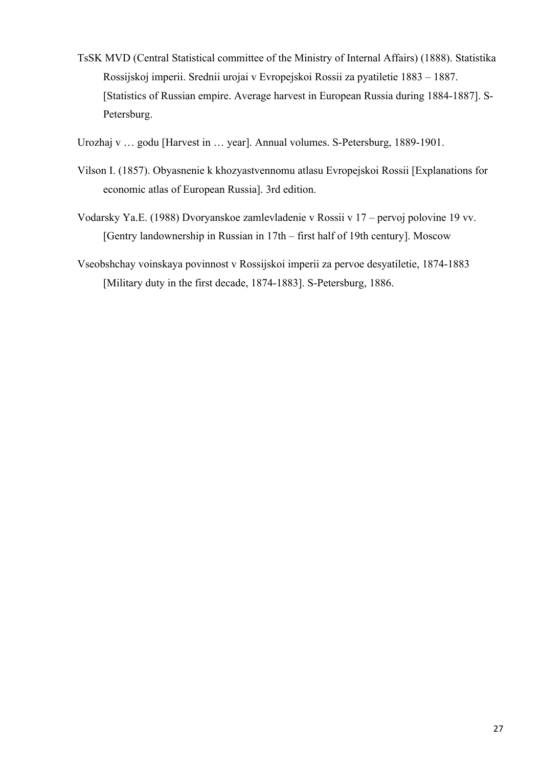TsSK MVD (Central Statistical committee of the Ministry of Internal Affairs) (1888). Statistika Rossijskoj imperii. Srednii urojai v Evropejskoi Rossii za pyatiletie 1883 – 1887. [Statistics of Russian empire. Average harvest in European Russia during 1884-1887]. S-Petersburg.

Urozhaj v … godu [Harvest in … year]. Annual volumes. S-Petersburg, 1889-1901.

Vilson I. (1857). Obyasnenie k khozyastvennomu atlasu Evropejskoi Rossii [Explanations for economic atlas of European Russia]. 3rd edition.

Vodarsky Ya.E. (1988) Dvoryanskoe zamlevladenie v Rossii v 17 – pervoj polovine 19 vv. [Gentry landownership in Russian in 17th – first half of 19th century]. Moscow

Vseobshchay voinskaya povinnost v Rossijskoi imperii za pervoe desyatiletie, 1874-1883 [Military duty in the first decade, 1874-1883]. S-Petersburg, 1886.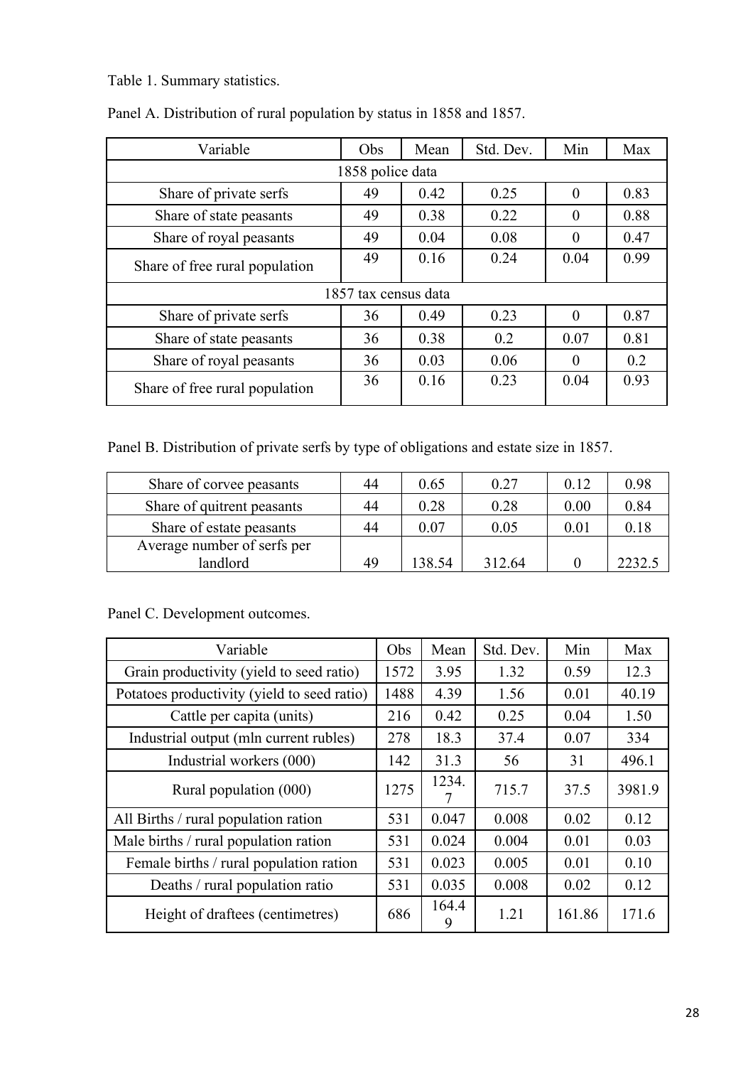Table 1. Summary statistics.

Panel A. Distribution of rural population by status in 1858 and 1857.

| Variable | Obs | Mean | Std. Dev. | Min | Max |
|---|---|---|---|---|---|
| 1858 police data | | | | | |
| Share of private serfs | 49 | 0.42 | 0.25 | 0 | 0.83 |
| Share of state peasants | 49 | 0.38 | 0.22 | 0 | 0.88 |
| Share of royal peasants | 49 | 0.04 | 0.08 | 0 | 0.47 |
| Share of free rural population | 49 | 0.16 | 0.24 | 0.04 | 0.99 |
| 1857 tax census data | | | | | |
| Share of private serfs | 36 | 0.49 | 0.23 | 0 | 0.87 |
| Share of state peasants | 36 | 0.38 | 0.2 | 0.07 | 0.81 |
| Share of royal peasants | 36 | 0.03 | 0.06 | 0 | 0.2 |
| Share of free rural population | 36 | 0.16 | 0.23 | 0.04 | 0.93 |

Panel B. Distribution of private serfs by type of obligations and estate size in 1857.

| Variable | Obs | Mean | Std. Dev. | Min | Max |
|---|---|---|---|---|---|
| Share of corvee peasants | 44 | 0.65 | 0.27 | 0.12 | 0.98 |
| Share of quitrent peasants | 44 | 0.28 | 0.28 | 0.00 | 0.84 |
| Share of estate peasants | 44 | 0.07 | 0.05 | 0.01 | 0.18 |
| Average number of serfs per landlord | 49 | 138.54 | 312.64 | 0 | 2232.5 |

Panel C. Development outcomes.

| Variable | Obs | Mean | Std. Dev. | Min | Max |
|---|---|---|---|---|---|
| Grain productivity (yield to seed ratio) | 1572 | 3.95 | 1.32 | 0.59 | 12.3 |
| Potatoes productivity (yield to seed ratio) | 1488 | 4.39 | 1.56 | 0.01 | 40.19 |
| Cattle per capita (units) | 216 | 0.42 | 0.25 | 0.04 | 1.50 |
| Industrial output (mln current rubles) | 278 | 18.3 | 37.4 | 0.07 | 334 |
| Industrial workers (000) | 142 | 31.3 | 56 | 31 | 496.1 |
| Rural population (000) | 1275 | 1234.7 | 715.7 | 37.5 | 3981.9 |
| All Births / rural population ration | 531 | 0.047 | 0.008 | 0.02 | 0.12 |
| Male births / rural population ration | 531 | 0.024 | 0.004 | 0.01 | 0.03 |
| Female births / rural population ration | 531 | 0.023 | 0.005 | 0.01 | 0.10 |
| Deaths / rural population ratio | 531 | 0.035 | 0.008 | 0.02 | 0.12 |
| Height of draftees (centimetres) | 686 | 164.49 | 1.21 | 161.86 | 171.6 |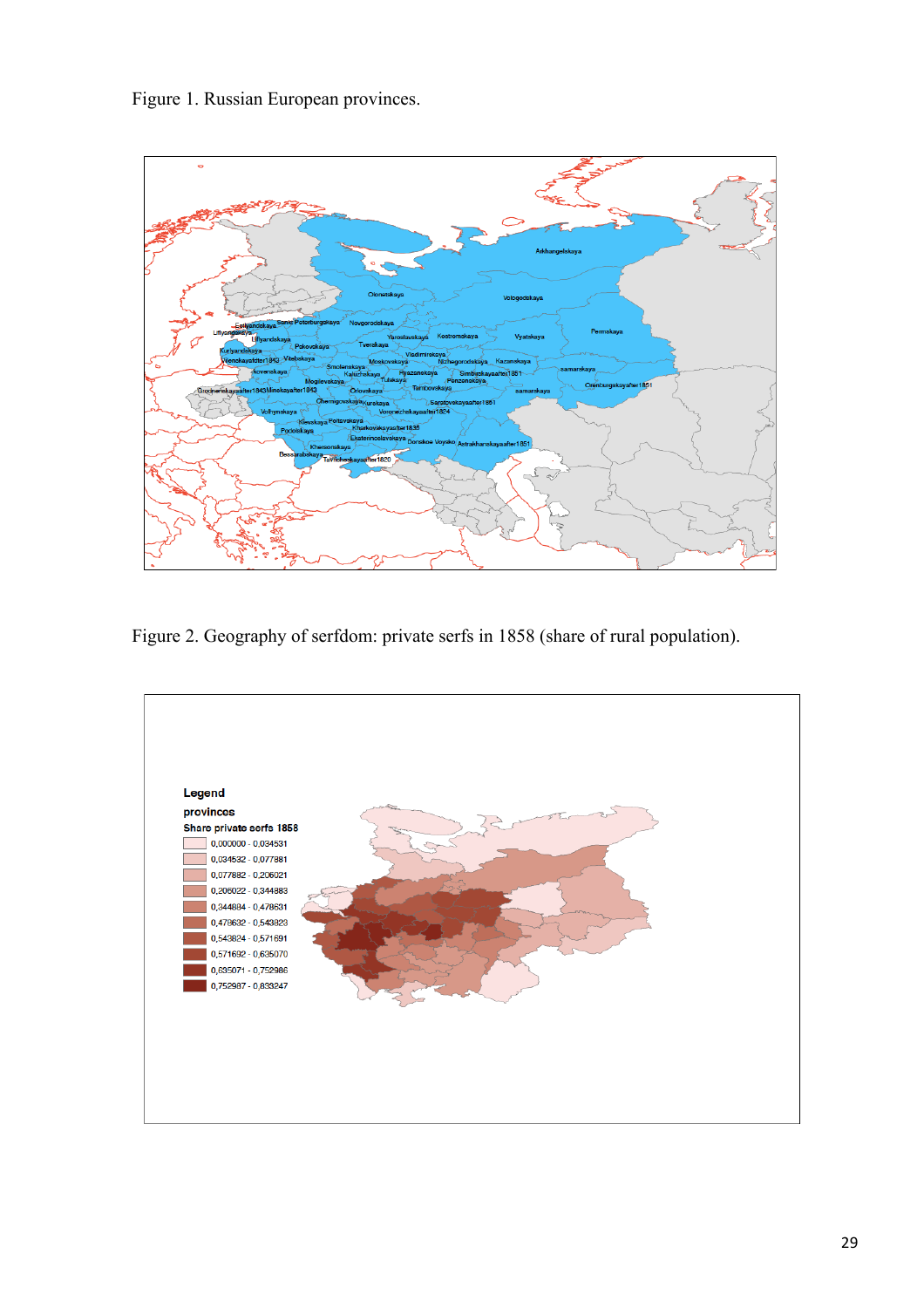Figure 1. Russian European provinces.

Figure 2. Geography of serfdom: private serfs in 1858 (share of rural population).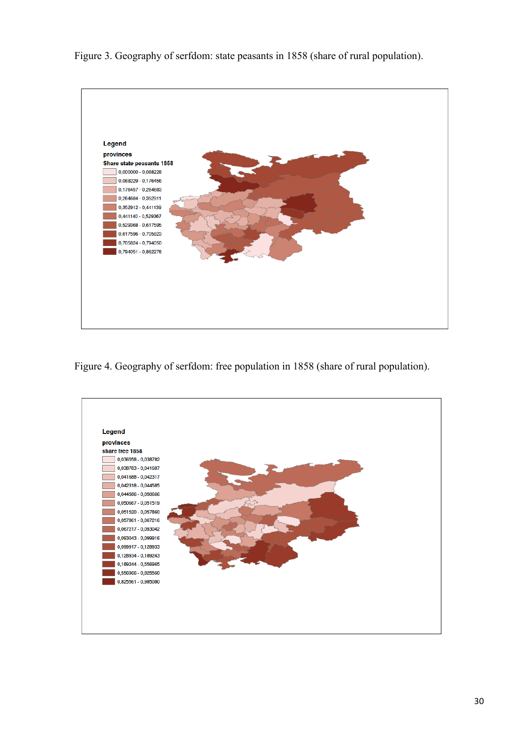Figure 3. Geography of serfdom: state peasants in 1858 (share of rural population).

Figure 4. Geography of serfdom: free population in 1858 (share of rural population).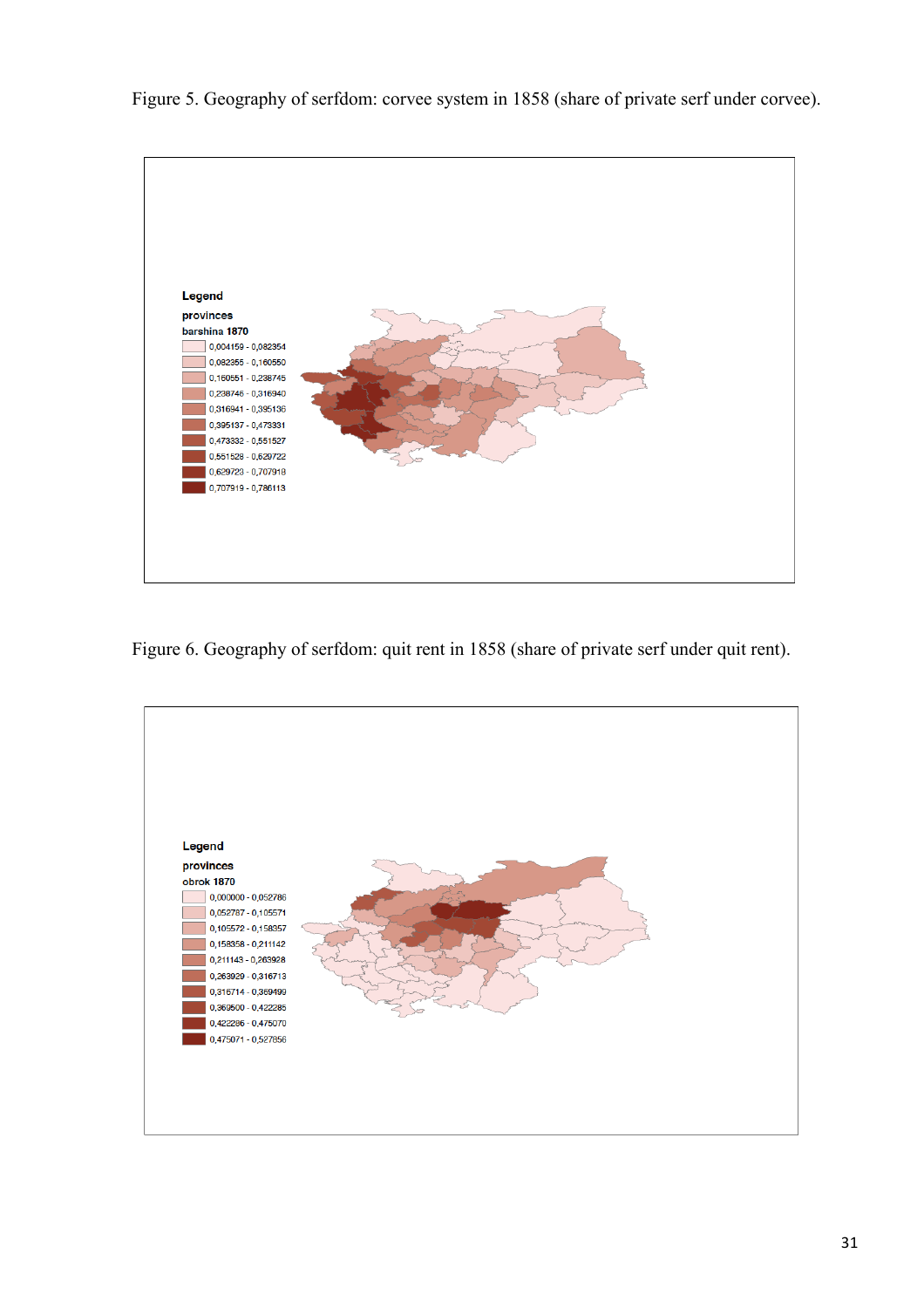Figure 5. Geography of serfdom: corvee system in 1858 (share of private serf under corvee).

Legend

provinces

barshina 1870

- 0,004159 - 0,082354
- 0,082355 - 0,160550
- 0,160551 - 0,238745
- 0,238746 - 0,316940
- 0,316941 - 0,395136
- 0,395137 - 0,473331
- 0,473332 - 0,551527
- 0,551528 - 0,629722
- 0,629723 - 0,707918
- 0,707919 - 0,786113

Figure 6. Geography of serfdom: quit rent in 1858 (share of private serf under quit rent).

Legend

provinces

obrok 1870

- 0,000000 - 0,052786
- 0,052787 - 0,105571
- 0,105572 - 0,158357
- 0,158358 - 0,211142
- 0,211143 - 0,263928
- 0,263929 - 0,316713
- 0,316714 - 0,369499
- 0,369500 - 0,422285
- 0,422286 - 0,475070
- 0,475071 - 0,527856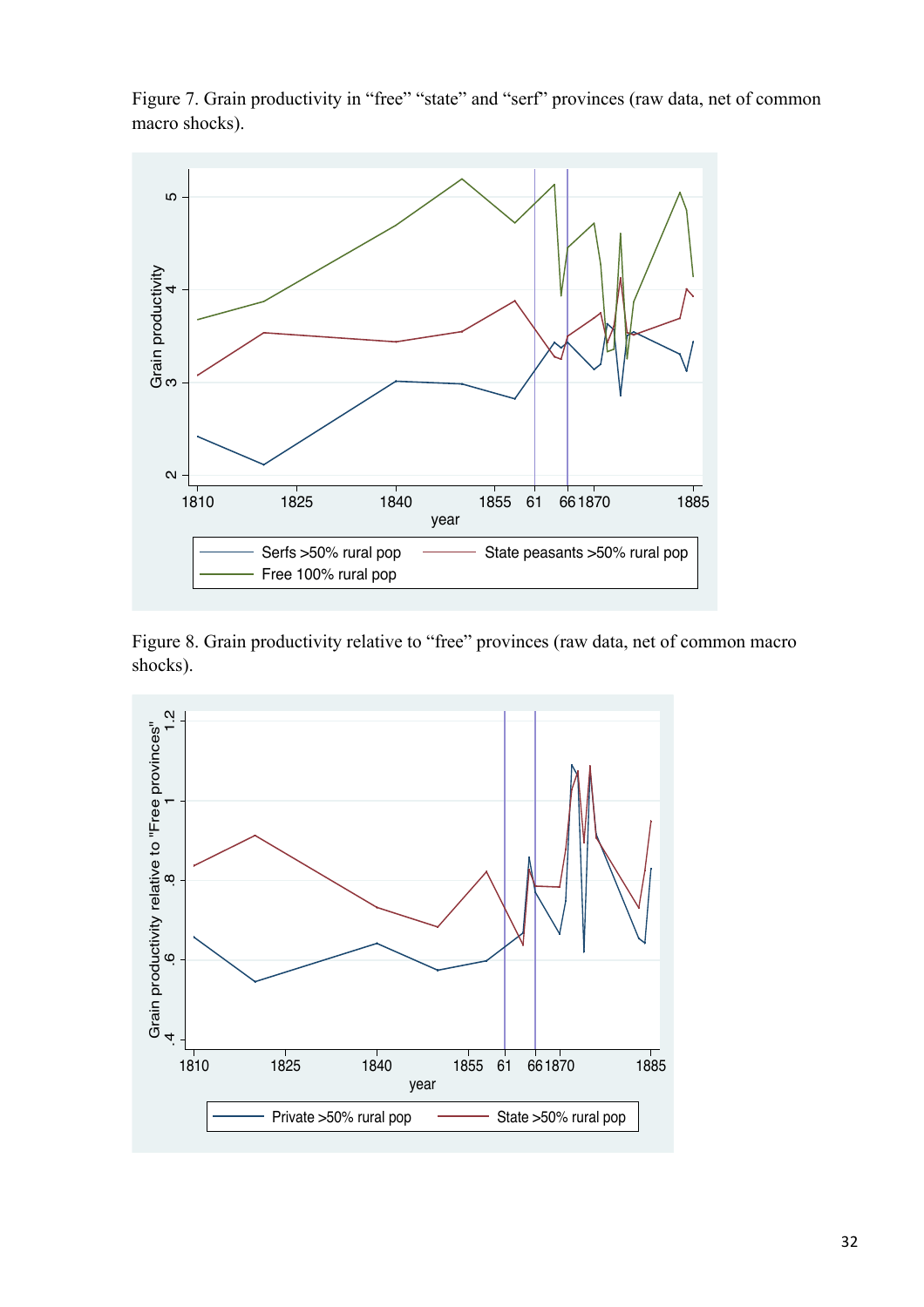Figure 7. Grain productivity in “free” “state” and “serf” provinces (raw data, net of common macro shocks).

Figure 8. Grain productivity relative to “free” provinces (raw data, net of common macro shocks).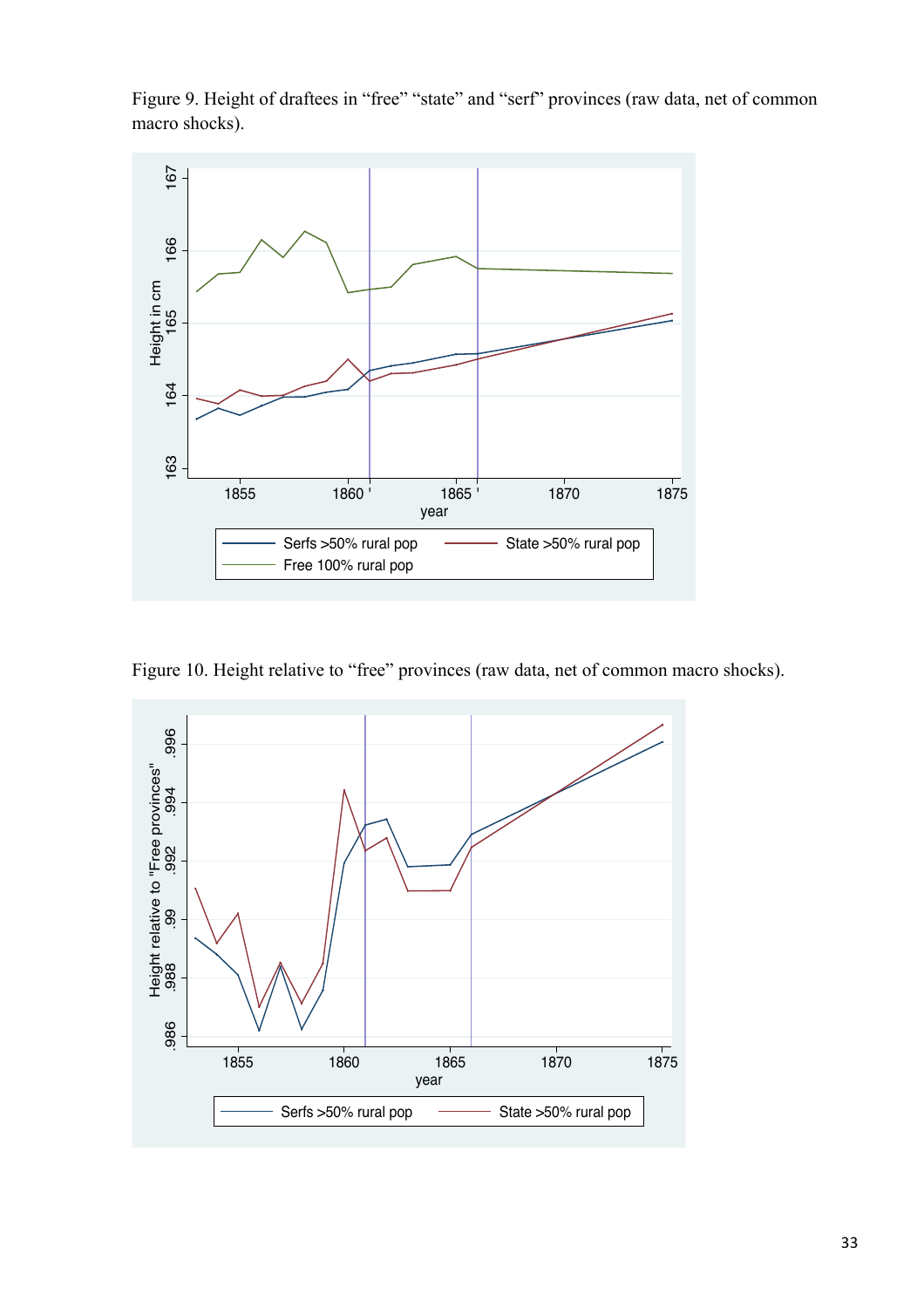Figure 9. Height of draftees in “free” “state” and “serf” provinces (raw data, net of common macro shocks).

Figure 10. Height relative to “free” provinces (raw data, net of common macro shocks).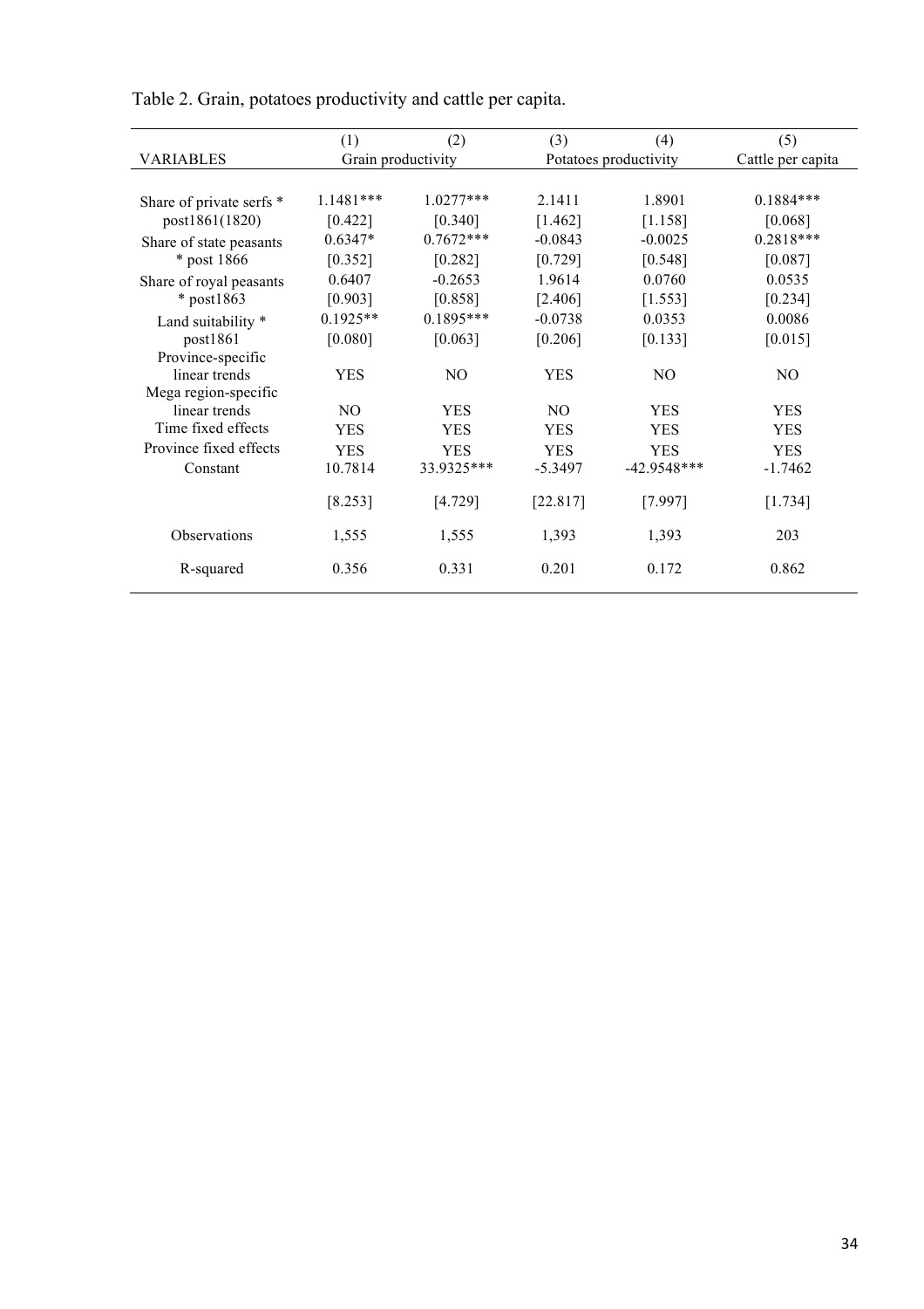Table 2. Grain, potatoes productivity and cattle per capita.

| | (1) | (2) | (3) | (4) | (5) |
|---|---|---|---|---|---|
| VARIABLES | Grain productivity | | Potatoes productivity | | Cattle per capita |
| Share of private serfs * post1861(1820) | 1.1481*** | 1.0277*** | 2.1411 | 1.8901 | 0.1884*** |
| | [0.422] | [0.340] | [1.462] | [1.158] | [0.068] |
| Share of state peasants * post 1866 | 0.6347* | 0.7672*** | -0.0843 | -0.0025 | 0.2818*** |
| | [0.352] | [0.282] | [0.729] | [0.548] | [0.087] |
| Share of royal peasants * post1863 | 0.6407 | -0.2653 | 1.9614 | 0.0760 | 0.0535 |
| | [0.903] | [0.858] | [2.406] | [1.553] | [0.234] |
| Land suitability * post1861 | 0.1925** | 0.1895*** | -0.0738 | 0.0353 | 0.0086 |
| | [0.080] | [0.063] | [0.206] | [0.133] | [0.015] |
| Province-specific linear trends | YES | NO | YES | NO | NO |
| Mega region-specific linear trends | NO | YES | NO | YES | YES |
| Time fixed effects | YES | YES | YES | YES | YES |
| Province fixed effects | YES | YES | YES | YES | YES |
| Constant | 10.7814 | 33.9325*** | -5.3497 | -42.9548*** | -1.7462 |
| | [8.253] | [4.729] | [22.817] | [7.997] | [1.734] |
| Observations | 1,555 | 1,555 | 1,393 | 1,393 | 203 |
| R-squared | 0.356 | 0.331 | 0.201 | 0.172 | 0.862 |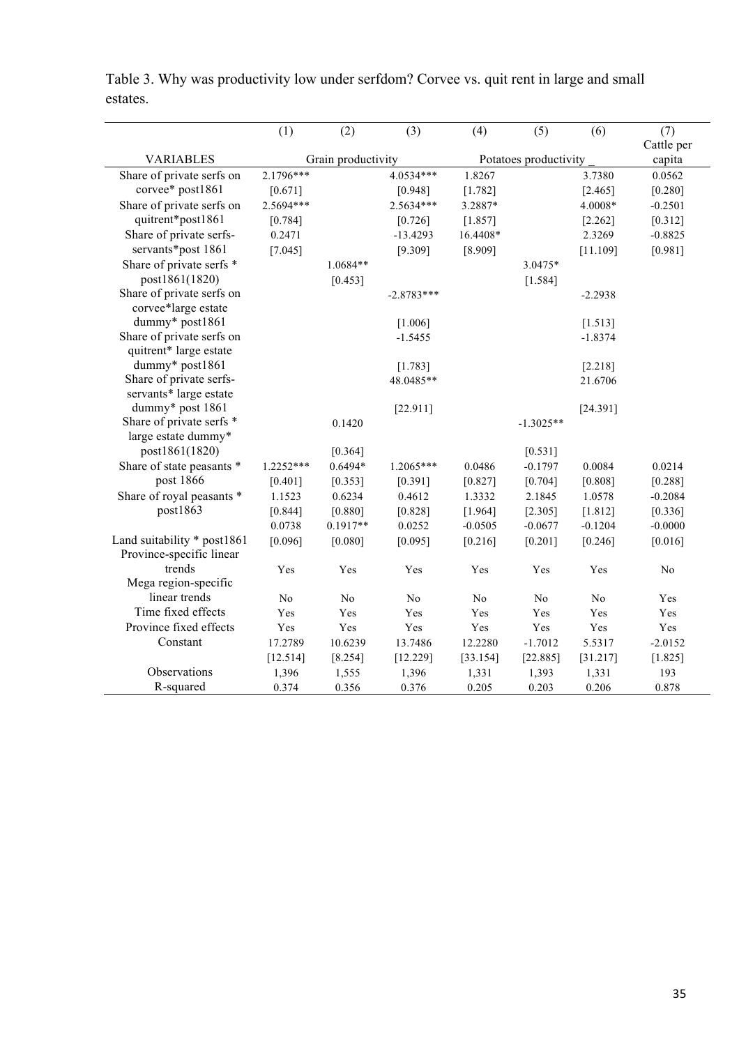Table 3. Why was productivity low under serfdom? Corvee vs. quit rent in large and small estates.

| | (1) | (2) | (3) | (4) | (5) | (6) | (7) |
|---|---|---|---|---|---|---|---|
| VARIABLES | Grain productivity | | | Potatoes productivity _ | | | Cattle per capita |
| Share of private serfs on corvee* post1861 | 2.1796*** | | 4.0534*** | 1.8267 | | 3.7380 | 0.0562 |
| | [0.671] | | [0.948] | [1.782] | | [2.465] | [0.280] |
| Share of private serfs on quitrent*post1861 | 2.5694*** | | 2.5634*** | 3.2887* | | 4.0008* | -0.2501 |
| | [0.784] | | [0.726] | [1.857] | | [2.262] | [0.312] |
| Share of private serfs-servants*post 1861 | 0.2471 | | -13.4293 | 16.4408* | | 2.3269 | -0.8825 |
| | [7.045] | | [9.309] | [8.909] | | [11.109] | [0.981] |
| Share of private serfs * post1861(1820) | | 1.0684** | | | 3.0475* | | |
| | | [0.453] | | | [1.584] | | |
| Share of private serfs on corvee*large estate dummy* post1861 | | | -2.8783*** | | | -2.2938 | |
| | | | [1.006] | | | [1.513] | |
| Share of private serfs on quitrent* large estate dummy* post1861 | | | -1.5455 | | | -1.8374 | |
| | | | [1.783] | | | [2.218] | |
| Share of private serfs-servants* large estate dummy* post 1861 | | | 48.0485** | | | 21.6706 | |
| | | | [22.911] | | | [24.391] | |
| Share of private serfs * large estate dummy* post1861(1820) | | 0.1420 | | | -1.3025** | | |
| | | [0.364] | | | [0.531] | | |
| Share of state peasants * post 1866 | 1.2252*** | 0.6494* | 1.2065*** | 0.0486 | -0.1797 | 0.0084 | 0.0214 |
| | [0.401] | [0.353] | [0.391] | [0.827] | [0.704] | [0.808] | [0.288] |
| Share of royal peasants * post1863 | 1.1523 | 0.6234 | 0.4612 | 1.3332 | 2.1845 | 1.0578 | -0.2084 |
| | [0.844] | [0.880] | [0.828] | [1.964] | [2.305] | [1.812] | [0.336] |
| Land suitability * post1861 | 0.0738 | 0.1917** | 0.0252 | -0.0505 | -0.0677 | -0.1204 | -0.0000 |
| | [0.096] | [0.080] | [0.095] | [0.216] | [0.201] | [0.246] | [0.016] |
| Province-specific linear trends | Yes | Yes | Yes | Yes | Yes | Yes | No |
| Mega region-specific linear trends | No | No | No | No | No | No | Yes |
| Time fixed effects | Yes | Yes | Yes | Yes | Yes | Yes | Yes |
| Province fixed effects | Yes | Yes | Yes | Yes | Yes | Yes | Yes |
| Constant | 17.2789 | 10.6239 | 13.7486 | 12.2280 | -1.7012 | 5.5317 | -2.0152 |
| | [12.514] | [8.254] | [12.229] | [33.154] | [22.885] | [31.217] | [1.825] |
| Observations | 1,396 | 1,555 | 1,396 | 1,331 | 1,393 | 1,331 | 193 |
| R-squared | 0.374 | 0.356 | 0.376 | 0.205 | 0.203 | 0.206 | 0.878 |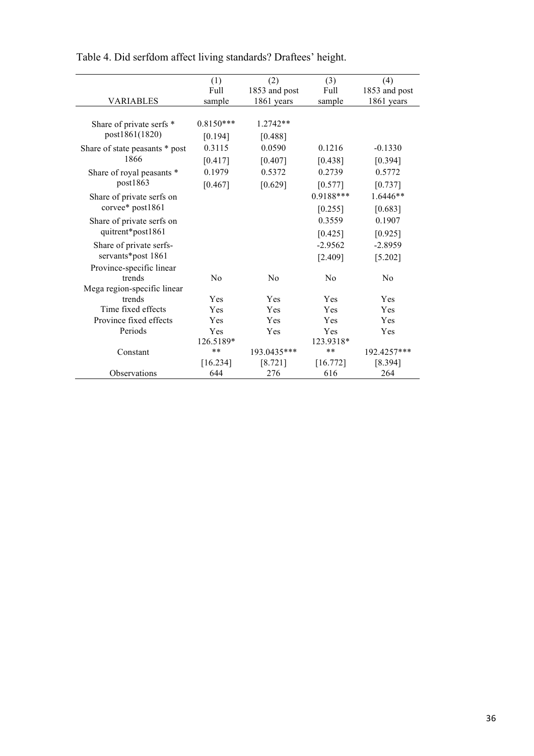Table 4. Did serfdom affect living standards? Draftees' height.

| VARIABLES | (1) Full sample | (2) 1853 and post 1861 years | (3) Full sample | (4) 1853 and post 1861 years |
|---|---|---|---|---|
| Share of private serfs * post1861(1820) | 0.8150*** | 1.2742** | | |
| | [0.194] | [0.488] | | |
| Share of state peasants * post 1866 | 0.3115 | 0.0590 | 0.1216 | -0.1330 |
| | [0.417] | [0.407] | [0.438] | [0.394] |
| Share of royal peasants * post1863 | 0.1979 | 0.5372 | 0.2739 | 0.5772 |
| | [0.467] | [0.629] | [0.577] | [0.737] |
| Share of private serfs on corvee* post1861 | | | 0.9188*** | 1.6446** |
| | | | [0.255] | [0.683] |
| Share of private serfs on quitrent*post1861 | | | 0.3559 | 0.1907 |
| | | | [0.425] | [0.925] |
| Share of private serfs-servants*post 1861 | | | -2.9562 | -2.8959 |
| | | | [2.409] | [5.202] |
| Province-specific linear trends | No | No | No | No |
| Mega region-specific linear trends | Yes | Yes | Yes | Yes |
| Time fixed effects | Yes | Yes | Yes | Yes |
| Province fixed effects | Yes | Yes | Yes | Yes |
| Periods | Yes | Yes | Yes | Yes |
| Constant | 126.5189*** | 193.0435*** | 123.9318*** | 192.4257*** |
| | [16.234] | [8.721] | [16.772] | [8.394] |
| Observations | 644 | 276 | 616 | 264 |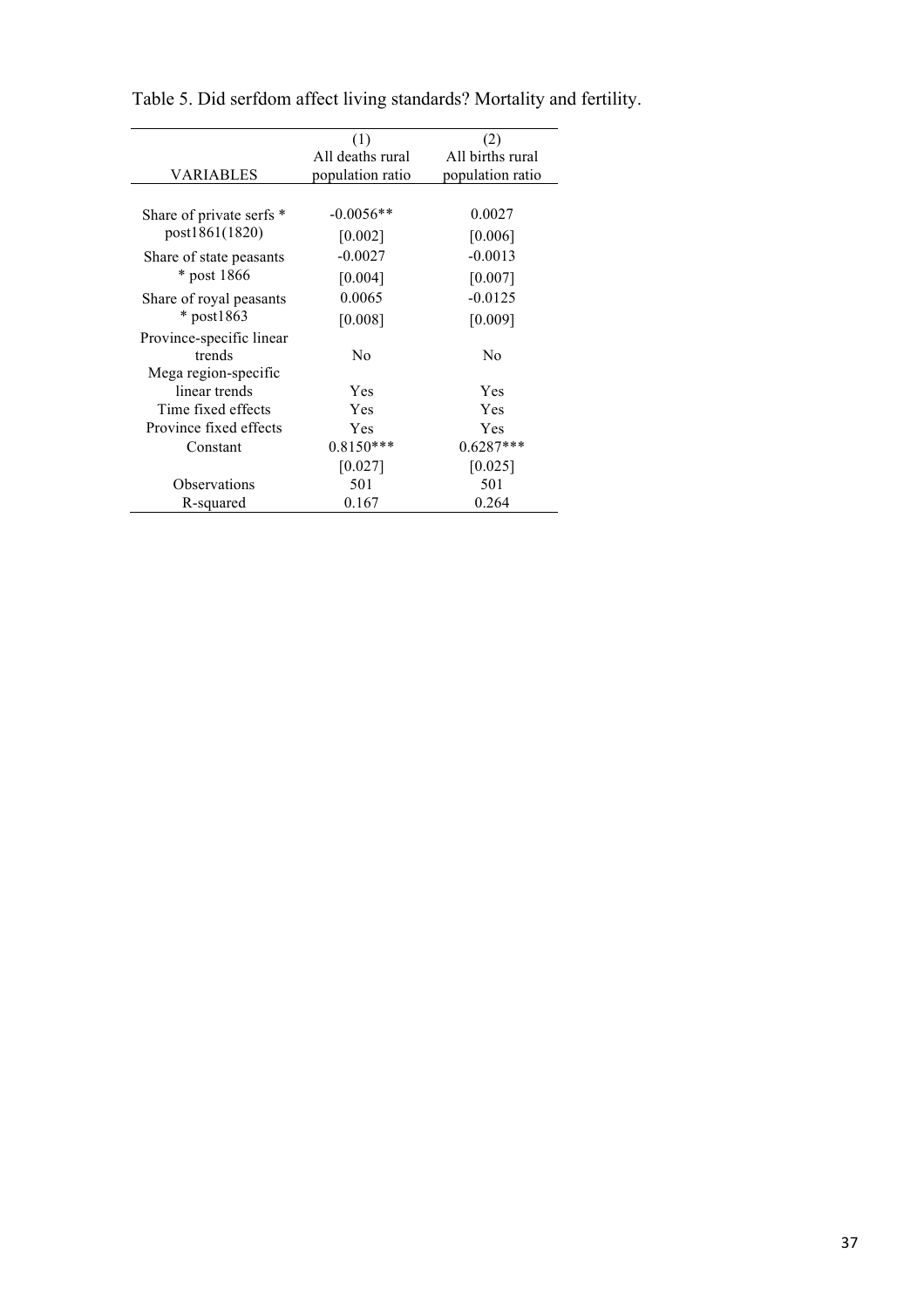Table 5. Did serfdom affect living standards? Mortality and fertility.

| VARIABLES | (1) All deaths rural population ratio | (2) All births rural population ratio |
|---|---|---|
| Share of private serfs * post1861(1820) | -0.0056** | 0.0027 |
| | [0.002] | [0.006] |
| Share of state peasants * post 1866 | -0.0027 | -0.0013 |
| | [0.004] | [0.007] |
| Share of royal peasants * post1863 | 0.0065 | -0.0125 |
| | [0.008] | [0.009] |
| Province-specific linear trends | No | No |
| Mega region-specific linear trends | Yes | Yes |
| Time fixed effects | Yes | Yes |
| Province fixed effects | Yes | Yes |
| Constant | 0.8150*** | 0.6287*** |
| | [0.027] | [0.025] |
| Observations | 501 | 501 |
| R-squared | 0.167 | 0.264 |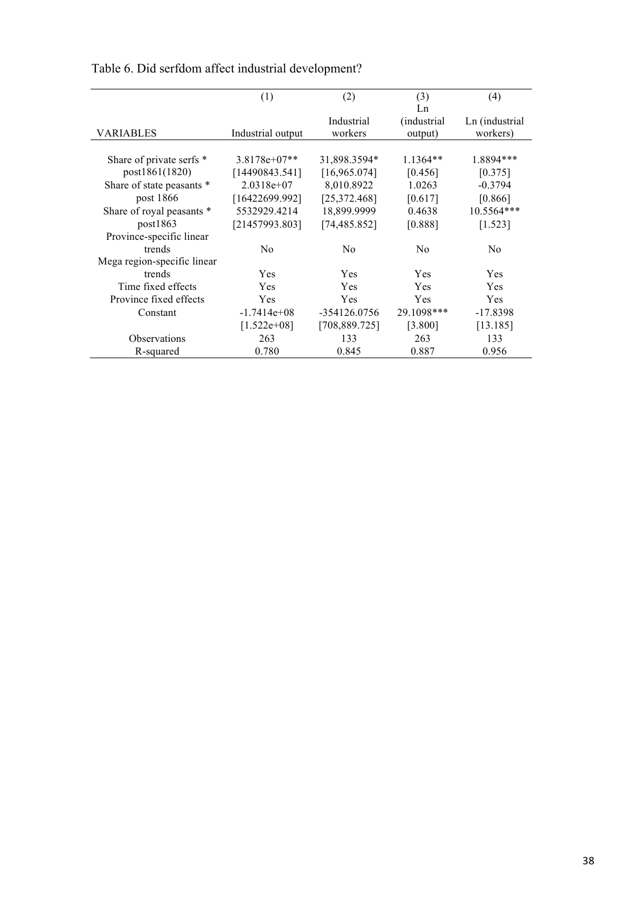Table 6. Did serfdom affect industrial development?

| VARIABLES | (1) Industrial output | (2) Industrial workers | (3) Ln (industrial output) | (4) Ln (industrial workers) |
|---|---|---|---|---|
| Share of private serfs * post1861(1820) | 3.8178e+07** | 31,898.3594* | 1.1364** | 1.8894*** |
| | [14490843.541] | [16,965.074] | [0.456] | [0.375] |
| Share of state peasants * post 1866 | 2.0318e+07 | 8,010.8922 | 1.0263 | -0.3794 |
| | [16422699.992] | [25,372.468] | [0.617] | [0.866] |
| Share of royal peasants * post1863 | 5532929.4214 | 18,899.9999 | 0.4638 | 10.5564*** |
| | [21457993.803] | [74,485.852] | [0.888] | [1.523] |
| Province-specific linear trends | No | No | No | No |
| Mega region-specific linear trends | Yes | Yes | Yes | Yes |
| Time fixed effects | Yes | Yes | Yes | Yes |
| Province fixed effects | Yes | Yes | Yes | Yes |
| Constant | -1.7414e+08 | -354126.0756 | 29.1098*** | -17.8398 |
| | [1.522e+08] | [708,889.725] | [3.800] | [13.185] |
| Observations | 263 | 133 | 263 | 133 |
| R-squared | 0.780 | 0.845 | 0.887 | 0.956 |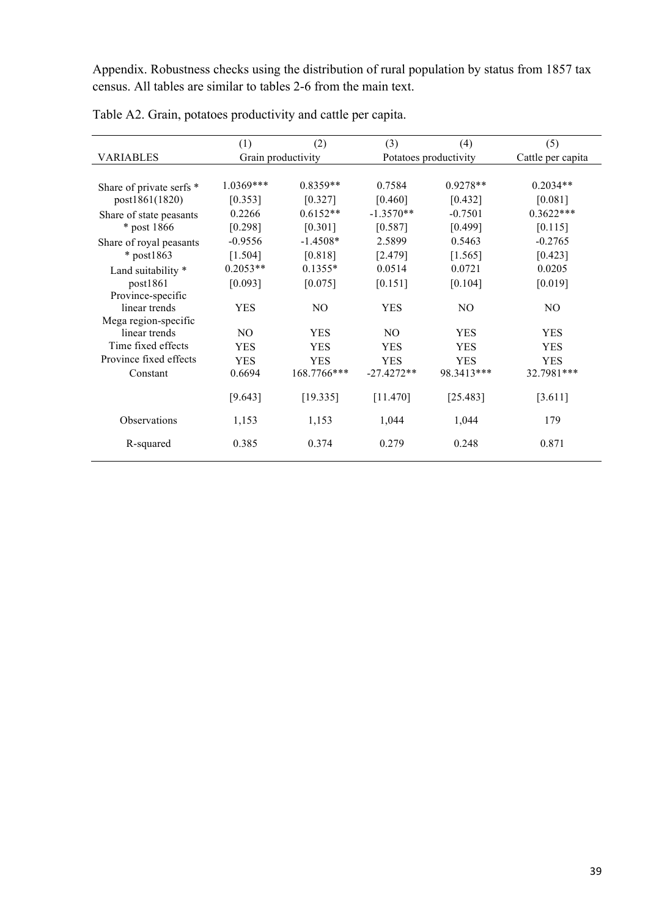Appendix. Robustness checks using the distribution of rural population by status from 1857 tax census. All tables are similar to tables 2-6 from the main text.

Table A2. Grain, potatoes productivity and cattle per capita.

| | (1) | (2) | (3) | (4) | (5) |
|---|---|---|---|---|---|
| VARIABLES | Grain productivity | | Potatoes productivity | | Cattle per capita |
| Share of private serfs * post1861(1820) | 1.0369*** | 0.8359** | 0.7584 | 0.9278** | 0.2034** |
| | [0.353] | [0.327] | [0.460] | [0.432] | [0.081] |
| Share of state peasants * post 1866 | 0.2266 | 0.6152** | -1.3570** | -0.7501 | 0.3622*** |
| | [0.298] | [0.301] | [0.587] | [0.499] | [0.115] |
| Share of royal peasants * post1863 | -0.9556 | -1.4508* | 2.5899 | 0.5463 | -0.2765 |
| | [1.504] | [0.818] | [2.479] | [1.565] | [0.423] |
| Land suitability * post1861 | 0.2053** | 0.1355* | 0.0514 | 0.0721 | 0.0205 |
| | [0.093] | [0.075] | [0.151] | [0.104] | [0.019] |
| Province-specific linear trends | YES | NO | YES | NO | NO |
| Mega region-specific linear trends | NO | YES | NO | YES | YES |
| Time fixed effects | YES | YES | YES | YES | YES |
| Province fixed effects | YES | YES | YES | YES | YES |
| Constant | 0.6694 | 168.7766*** | -27.4272** | 98.3413*** | 32.7981*** |
| | [9.643] | [19.335] | [11.470] | [25.483] | [3.611] |
| Observations | 1,153 | 1,153 | 1,044 | 1,044 | 179 |
| R-squared | 0.385 | 0.374 | 0.279 | 0.248 | 0.871 |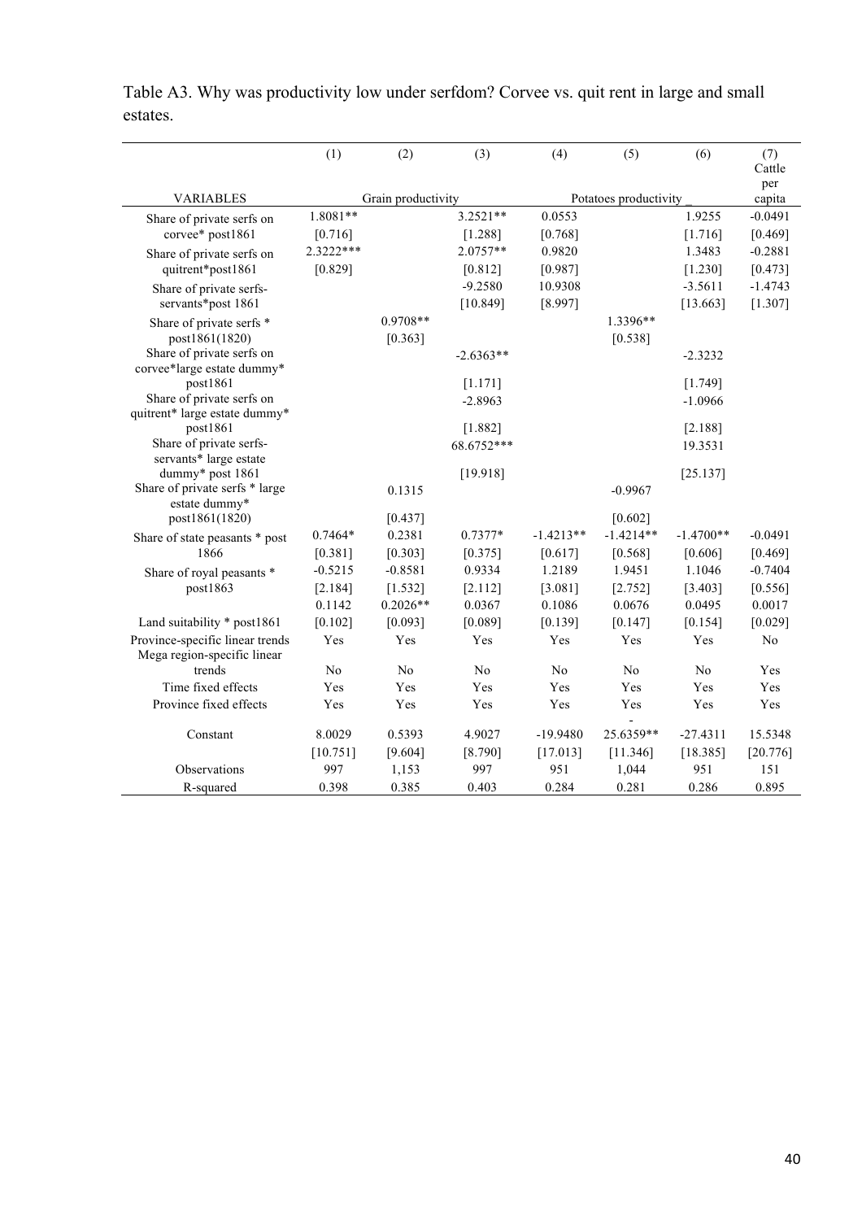Table A3. Why was productivity low under serfdom? Corvee vs. quit rent in large and small estates.

| VARIABLES | (1) | (2) | (3) | (4) | (5) | (6) | (7) Cattle per capita |
|---|---|---|---|---|---|---|---|
| | Grain productivity | | | Potatoes productivity | | | |
| Share of private serfs on corvee* post1861 | 1.8081** | | 3.2521** | 0.0553 | | 1.9255 | -0.0491 |
| | [0.716] | | [1.288] | [0.768] | | [1.716] | [0.469] |
| Share of private serfs on quitrent*post1861 | 2.3222*** | | 2.0757** | 0.9820 | | 1.3483 | -0.2881 |
| | [0.829] | | [0.812] | [0.987] | | [1.230] | [0.473] |
| Share of private serfs-servants*post 1861 | | | -9.2580 | 10.9308 | | -3.5611 | -1.4743 |
| | | | [10.849] | [8.997] | | [13.663] | [1.307] |
| Share of private serfs * post1861(1820) | | 0.9708** | | | 1.3396** | | |
| | | [0.363] | | | [0.538] | | |
| Share of private serfs on corvee*large estate dummy* post1861 | | | -2.6363** | | | -2.3232 | |
| | | | [1.171] | | | [1.749] | |
| Share of private serfs on quitrent* large estate dummy* post1861 | | | -2.8963 | | | -1.0966 | |
| | | | [1.882] | | | [2.188] | |
| Share of private serfs-servants* large estate dummy* post 1861 | | | 68.6752*** | | | 19.3531 | |
| | | | [19.918] | | | [25.137] | |
| Share of private serfs * large estate dummy* post1861(1820) | | 0.1315 | | | -0.9967 | | |
| | | [0.437] | | | [0.602] | | |
| Share of state peasants * post 1866 | 0.7464* | 0.2381 | 0.7377* | -1.4213** | -1.4214** | -1.4700** | -0.0491 |
| | [0.381] | [0.303] | [0.375] | [0.617] | [0.568] | [0.606] | [0.469] |
| Share of royal peasants * post1863 | -0.5215 | -0.8581 | 0.9334 | 1.2189 | 1.9451 | 1.1046 | -0.7404 |
| | [2.184] | [1.532] | [2.112] | [3.081] | [2.752] | [3.403] | [0.556] |
| Land suitability * post1861 | 0.1142 | 0.2026** | 0.0367 | 0.1086 | 0.0676 | 0.0495 | 0.0017 |
| | [0.102] | [0.093] | [0.089] | [0.139] | [0.147] | [0.154] | [0.029] |
| Province-specific linear trends | Yes | Yes | Yes | Yes | Yes | Yes | No |
| Mega region-specific linear trends | No | No | No | No | No | No | Yes |
| Time fixed effects | Yes | Yes | Yes | Yes | Yes | Yes | Yes |
| Province fixed effects | Yes | Yes | Yes | Yes | Yes | Yes | Yes |
| Constant | 8.0029 | 0.5393 | 4.9027 | -19.9480 | -25.6359** | -27.4311 | 15.5348 |
| | [10.751] | [9.604] | [8.790] | [17.013] | [11.346] | [18.385] | [20.776] |
| Observations | 997 | 1,153 | 997 | 951 | 1,044 | 951 | 151 |
| R-squared | 0.398 | 0.385 | 0.403 | 0.284 | 0.281 | 0.286 | 0.895 |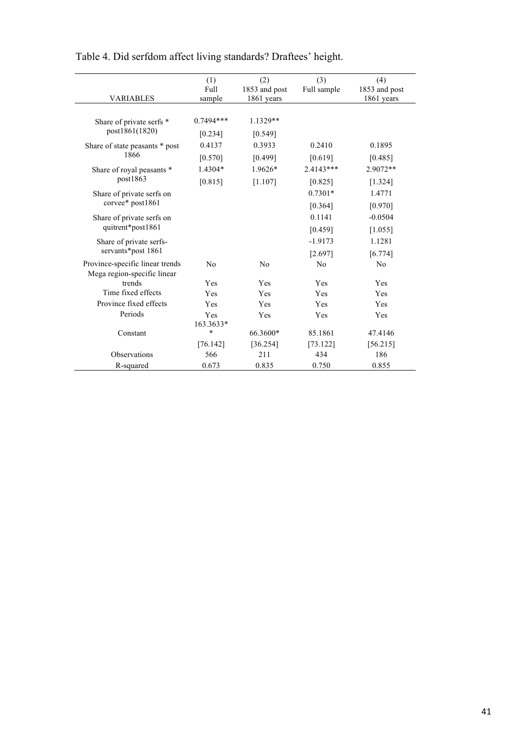Table 4. Did serfdom affect living standards? Draftees' height.

| VARIABLES | (1)<br>Full sample | (2)<br>1853 and post 1861 years | (3)<br>Full sample | (4)<br>1853 and post 1861 years |
|---|---|---|---|---|
| Share of private serfs * post1861(1820) | 0.7494*** | 1.1329** | | |
| | [0.234] | [0.549] | | |
| Share of state peasants * post 1866 | 0.4137 | 0.3933 | 0.2410 | 0.1895 |
| | [0.570] | [0.499] | [0.619] | [0.485] |
| Share of royal peasants * post1863 | 1.4304* | 1.9626* | 2.4143*** | 2.9072** |
| | [0.815] | [1.107] | [0.825] | [1.324] |
| Share of private serfs on corvee* post1861 | | | 0.7301* | 1.4771 |
| | | | [0.364] | [0.970] |
| Share of private serfs on quitrent*post1861 | | | 0.1141 | -0.0504 |
| | | | [0.459] | [1.055] |
| Share of private serfs-servants*post 1861 | | | -1.9173 | 1.1281 |
| | | | [2.697] | [6.774] |
| Province-specific linear trends | No | No | No | No |
| Mega region-specific linear trends | Yes | Yes | Yes | Yes |
| Time fixed effects | Yes | Yes | Yes | Yes |
| Province fixed effects | Yes | Yes | Yes | Yes |
| Periods | Yes | Yes | Yes | Yes |
| Constant | 163.3633** | 66.3600* | 85.1861 | 47.4146 |
| | [76.142] | [36.254] | [73.122] | [56.215] |
| Observations | 566 | 211 | 434 | 186 |
| R-squared | 0.673 | 0.835 | 0.750 | 0.855 |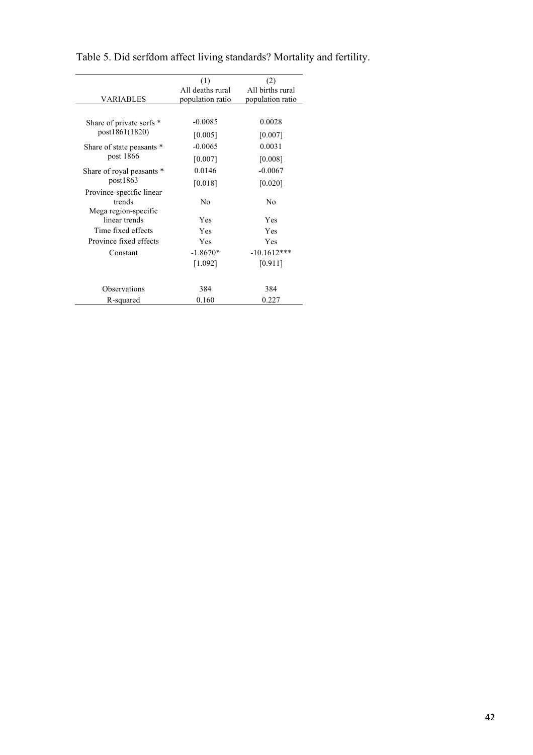Table 5. Did serfdom affect living standards? Mortality and fertility.

| VARIABLES | (1)<br>All deaths rural population ratio | (2)<br>All births rural population ratio |
|---|---|---|
| Share of private serfs * post1861(1820) | -0.0085 | 0.0028 |
| | [0.005] | [0.007] |
| Share of state peasants * post 1866 | -0.0065 | 0.0031 |
| | [0.007] | [0.008] |
| Share of royal peasants * post1863 | 0.0146 | -0.0067 |
| | [0.018] | [0.020] |
| Province-specific linear trends | No | No |
| Mega region-specific linear trends | Yes | Yes |
| Time fixed effects | Yes | Yes |
| Province fixed effects | Yes | Yes |
| Constant | -1.8670* | -10.1612*** |
| | [1.092] | [0.911] |
| Observations | 384 | 384 |
| R-squared | 0.160 | 0.227 |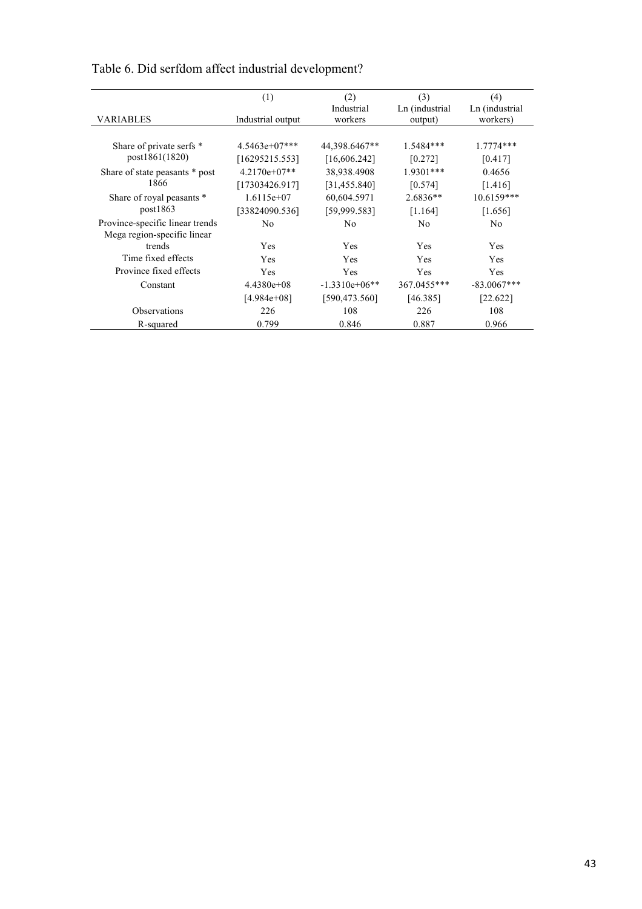Table 6. Did serfdom affect industrial development?

| VARIABLES | (1)<br>Industrial output | (2)<br>Industrial workers | (3)<br>Ln (industrial output) | (4)<br>Ln (industrial workers) |
|---|---|---|---|---|
| Share of private serfs * post1861(1820) | 4.5463e+07*** | 44,398.6467** | 1.5484*** | 1.7774*** |
| | [16295215.553] | [16,606.242] | [0.272] | [0.417] |
| Share of state peasants * post 1866 | 4.2170e+07** | 38,938.4908 | 1.9301*** | 0.4656 |
| | [17303426.917] | [31,455.840] | [0.574] | [1.416] |
| Share of royal peasants * post1863 | 1.6115e+07 | 60,604.5971 | 2.6836** | 10.6159*** |
| | [33824090.536] | [59,999.583] | [1.164] | [1.656] |
| Province-specific linear trends | No | No | No | No |
| Mega region-specific linear trends | Yes | Yes | Yes | Yes |
| Time fixed effects | Yes | Yes | Yes | Yes |
| Province fixed effects | Yes | Yes | Yes | Yes |
| Constant | 4.4380e+08 | -1.3310e+06** | 367.0455*** | -83.0067*** |
| | [4.984e+08] | [590,473.560] | [46.385] | [22.622] |
| Observations | 226 | 108 | 226 | 108 |
| R-squared | 0.799 | 0.846 | 0.887 | 0.966 |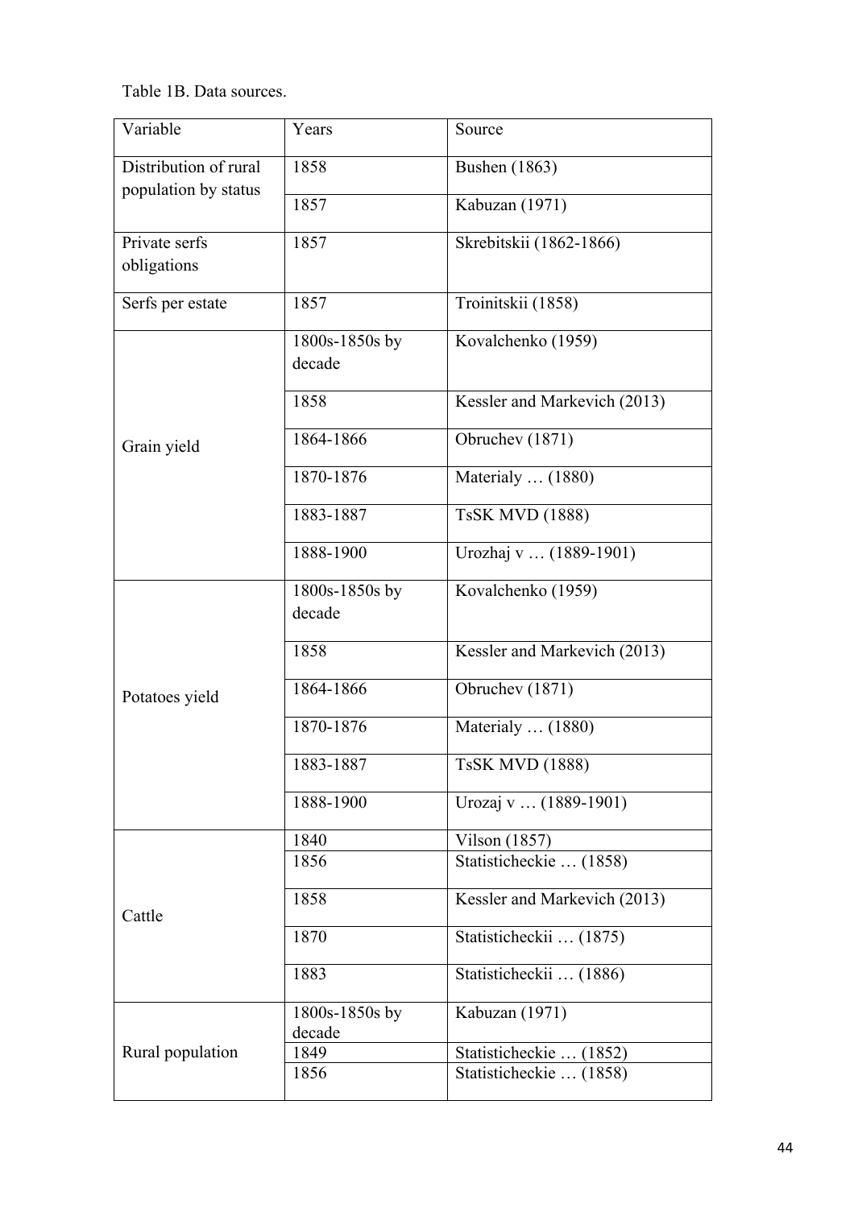Table 1B. Data sources.

| Variable | Years | Source |
|---|---|---|
| Distribution of rural population by status | 1858 | Bushen (1863) |
| | 1857 | Kabuzan (1971) |
| Private serfs obligations | 1857 | Skrebitskii (1862-1866) |
| Serfs per estate | 1857 | Troinitskii (1858) |
| Grain yield | 1800s-1850s by decade | Kovalchenko (1959) |
| | 1858 | Kessler and Markevich (2013) |
| | 1864-1866 | Obruchev (1871) |
| | 1870-1876 | Materialy … (1880) |
| | 1883-1887 | TsSK MVD (1888) |
| | 1888-1900 | Urozhaj v … (1889-1901) |
| Potatoes yield | 1800s-1850s by decade | Kovalchenko (1959) |
| | 1858 | Kessler and Markevich (2013) |
| | 1864-1866 | Obruchev (1871) |
| | 1870-1876 | Materialy … (1880) |
| | 1883-1887 | TsSK MVD (1888) |
| | 1888-1900 | Urozaj v … (1889-1901) |
| Cattle | 1840 | Vilson (1857) |
| | 1856 | Statisticheckie … (1858) |
| | 1858 | Kessler and Markevich (2013) |
| | 1870 | Statisticheckii … (1875) |
| | 1883 | Statisticheckii … (1886) |
| Rural population | 1800s-1850s by decade | Kabuzan (1971) |
| | 1849 | Statisticheckie … (1852) |
| | 1856 | Statisticheckie … (1858) |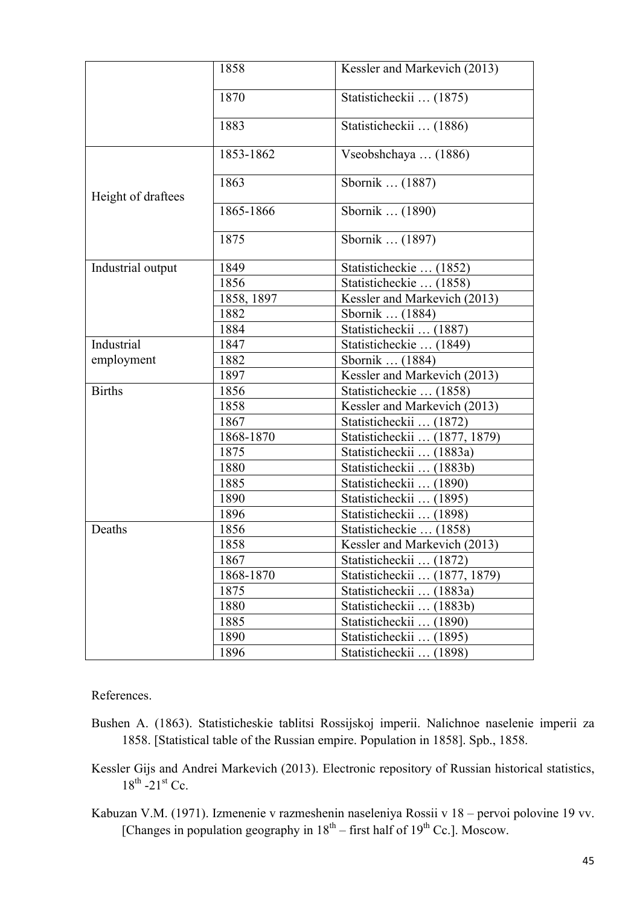| | | |
|---|---|---|
| | 1858 | Kessler and Markevich (2013) |
| | 1870 | Statisticheckii … (1875) |
| | 1883 | Statisticheckii … (1886) |
| Height of draftees | 1853-1862 | Vseobshchaya … (1886) |
| | 1863 | Sbornik … (1887) |
| | 1865-1866 | Sbornik … (1890) |
| | 1875 | Sbornik … (1897) |
| Industrial output | 1849 | Statisticheckie … (1852) |
| | 1856 | Statisticheckie … (1858) |
| | 1858, 1897 | Kessler and Markevich (2013) |
| | 1882 | Sbornik … (1884) |
| | 1884 | Statisticheckii … (1887) |
| Industrial employment | 1847 | Statisticheckie … (1849) |
| | 1882 | Sbornik … (1884) |
| | 1897 | Kessler and Markevich (2013) |
| Births | 1856 | Statisticheckie … (1858) |
| | 1858 | Kessler and Markevich (2013) |
| | 1867 | Statisticheckii … (1872) |
| | 1868-1870 | Statisticheckii … (1877, 1879) |
| | 1875 | Statisticheckii … (1883a) |
| | 1880 | Statisticheckii … (1883b) |
| | 1885 | Statisticheckii … (1890) |
| | 1890 | Statisticheckii … (1895) |
| | 1896 | Statisticheckii … (1898) |
| Deaths | 1856 | Statisticheckie … (1858) |
| | 1858 | Kessler and Markevich (2013) |
| | 1867 | Statisticheckii … (1872) |
| | 1868-1870 | Statisticheckii … (1877, 1879) |
| | 1875 | Statisticheckii … (1883a) |
| | 1880 | Statisticheckii … (1883b) |
| | 1885 | Statisticheckii … (1890) |
| | 1890 | Statisticheckii … (1895) |
| | 1896 | Statisticheckii … (1898) |

References.

Bushen A. (1863). Statisticheskie tablitsi Rossijskoj imperii. Nalichnoe naselenie imperii za 1858. [Statistical table of the Russian empire. Population in 1858]. Spb., 1858.

Kessler Gijs and Andrei Markevich (2013). Electronic repository of Russian historical statistics, 18th -21st Cc.

Kabuzan V.M. (1971). Izmenenie v razmeshenin naseleniya Rossii v 18 – pervoi polovine 19 vv. [Changes in population geography in 18th – first half of 19th Cc.]. Moscow.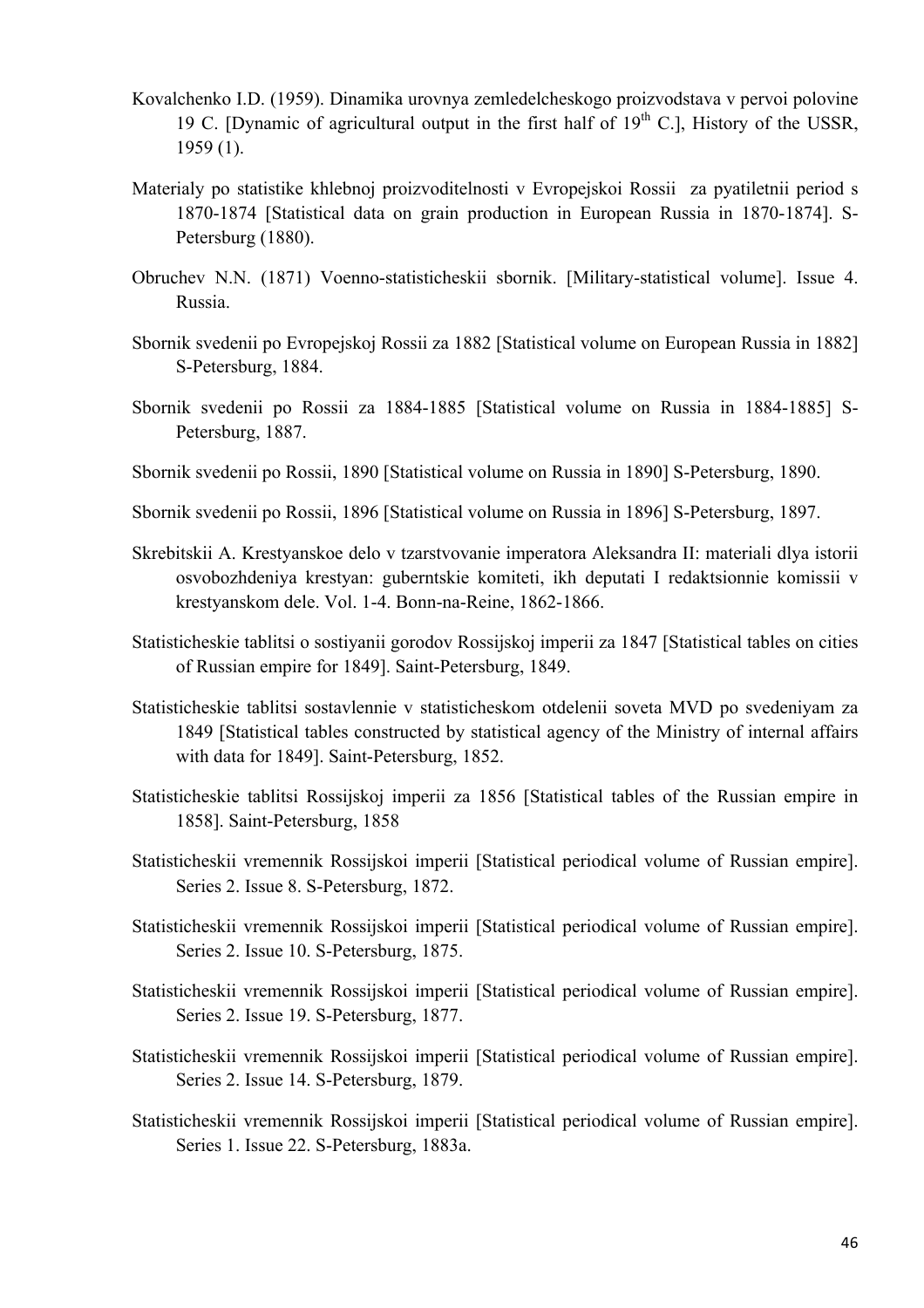Kovalchenko I.D. (1959). Dinamika urovnya zemledelcheskogo proizvodstava v pervoi polovine 19 C. [Dynamic of agricultural output in the first half of 19th C.], History of the USSR, 1959 (1).

Materialy po statistike khlebnoj proizvoditelnosti v Evropejskoi Rossii  za pyatiletnii period s 1870-1874 [Statistical data on grain production in European Russia in 1870-1874]. S-Petersburg (1880).

Obruchev N.N. (1871) Voenno-statisticheskii sbornik. [Military-statistical volume]. Issue 4. Russia.

Sbornik svedenii po Evropejskoj Rossii za 1882 [Statistical volume on European Russia in 1882] S-Petersburg, 1884.

Sbornik svedenii po Rossii za 1884-1885 [Statistical volume on Russia in 1884-1885] S-Petersburg, 1887.

Sbornik svedenii po Rossii, 1890 [Statistical volume on Russia in 1890] S-Petersburg, 1890.

Sbornik svedenii po Rossii, 1896 [Statistical volume on Russia in 1896] S-Petersburg, 1897.

Skrebitskii A. Krestyanskoe delo v tzarstvovanie imperatora Aleksandra II: materiali dlya istorii osvobozhdeniya krestyan: guberntskie komiteti, ikh deputati I redaktsionnie komissii v krestyanskom dele. Vol. 1-4. Bonn-na-Reine, 1862-1866.

Statisticheskie tablitsi o sostiyanii gorodov Rossijskoj imperii za 1847 [Statistical tables on cities of Russian empire for 1849]. Saint-Petersburg, 1849.

Statisticheskie tablitsi sostavlennie v statisticheskom otdelenii soveta MVD po svedeniyam za 1849 [Statistical tables constructed by statistical agency of the Ministry of internal affairs with data for 1849]. Saint-Petersburg, 1852.

Statisticheskie tablitsi Rossijskoj imperii za 1856 [Statistical tables of the Russian empire in 1858]. Saint-Petersburg, 1858

Statisticheskii vremennik Rossijskoi imperii [Statistical periodical volume of Russian empire]. Series 2. Issue 8. S-Petersburg, 1872.

Statisticheskii vremennik Rossijskoi imperii [Statistical periodical volume of Russian empire]. Series 2. Issue 10. S-Petersburg, 1875.

Statisticheskii vremennik Rossijskoi imperii [Statistical periodical volume of Russian empire]. Series 2. Issue 19. S-Petersburg, 1877.

Statisticheskii vremennik Rossijskoi imperii [Statistical periodical volume of Russian empire]. Series 2. Issue 14. S-Petersburg, 1879.

Statisticheskii vremennik Rossijskoi imperii [Statistical periodical volume of Russian empire]. Series 1. Issue 22. S-Petersburg, 1883a.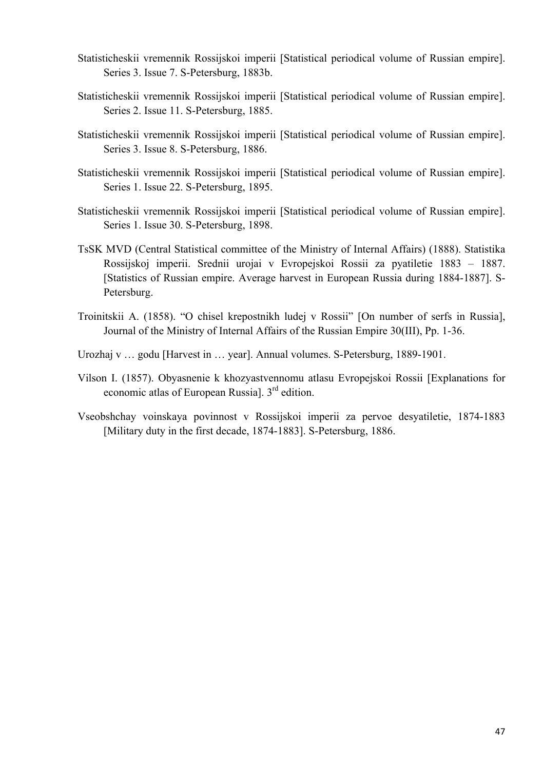Statisticheskii vremennik Rossijskoi imperii [Statistical periodical volume of Russian empire]. Series 3. Issue 7. S-Petersburg, 1883b.

Statisticheskii vremennik Rossijskoi imperii [Statistical periodical volume of Russian empire]. Series 2. Issue 11. S-Petersburg, 1885.

Statisticheskii vremennik Rossijskoi imperii [Statistical periodical volume of Russian empire]. Series 3. Issue 8. S-Petersburg, 1886.

Statisticheskii vremennik Rossijskoi imperii [Statistical periodical volume of Russian empire]. Series 1. Issue 22. S-Petersburg, 1895.

Statisticheskii vremennik Rossijskoi imperii [Statistical periodical volume of Russian empire]. Series 1. Issue 30. S-Petersburg, 1898.

TsSK MVD (Central Statistical committee of the Ministry of Internal Affairs) (1888). Statistika Rossijskoj imperii. Srednii urojai v Evropejskoi Rossii za pyatiletie 1883 – 1887. [Statistics of Russian empire. Average harvest in European Russia during 1884-1887]. S-Petersburg.

Troinitskii A. (1858). "O chisel krepostnikh ludej v Rossii" [On number of serfs in Russia], Journal of the Ministry of Internal Affairs of the Russian Empire 30(III), Pp. 1-36.

Urozhaj v … godu [Harvest in … year]. Annual volumes. S-Petersburg, 1889-1901.

Vilson I. (1857). Obyasnenie k khozyastvennomu atlasu Evropejskoi Rossii [Explanations for economic atlas of European Russia]. 3rd edition.

Vseobshchay voinskaya povinnost v Rossijskoi imperii za pervoe desyatiletie, 1874-1883 [Military duty in the first decade, 1874-1883]. S-Petersburg, 1886.